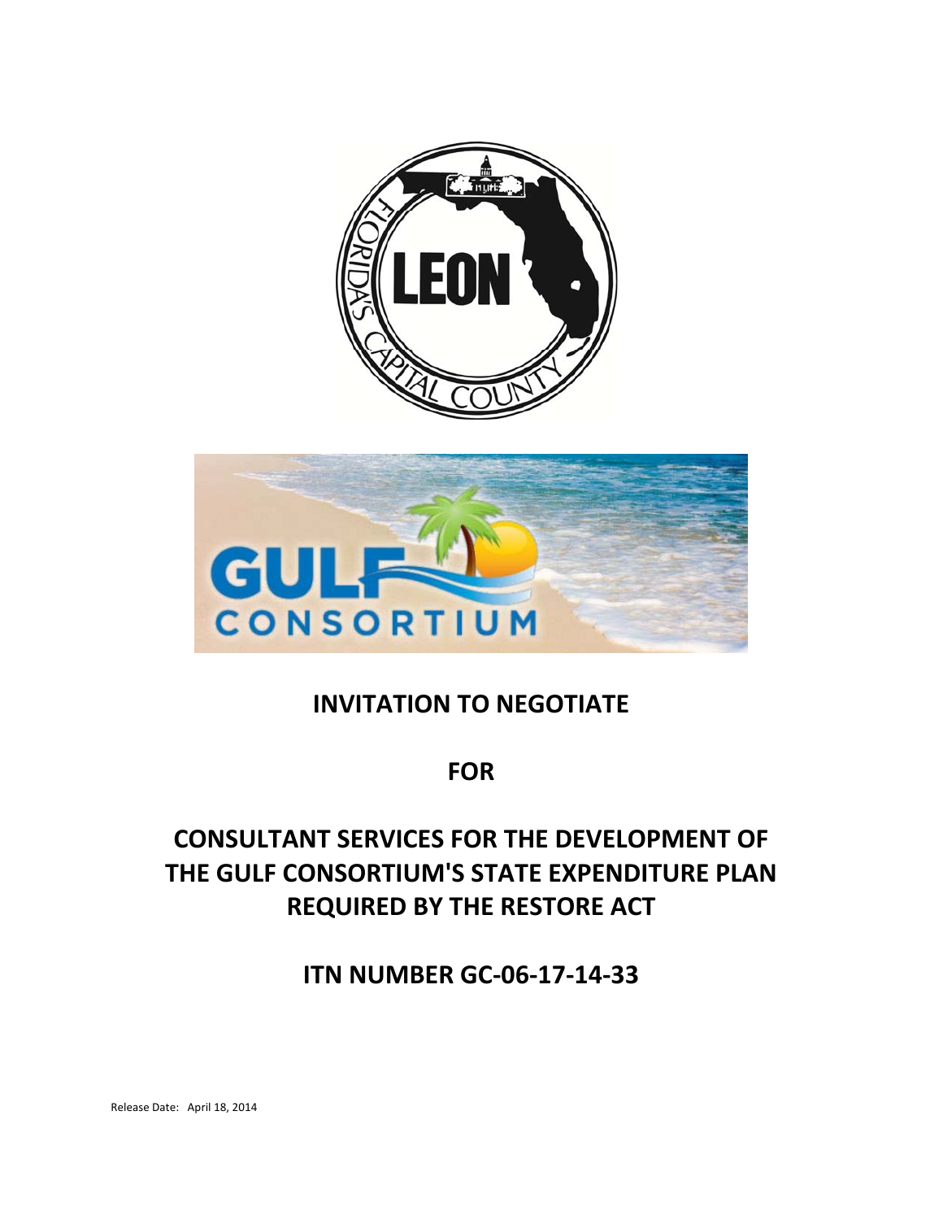# INVITATION TO NEGOTIATE

# FOR

# CONSULTANT SERVICES FOR THE DEVELOPMENT OF THE GULF CONSORTIUM'S STATE EXPENDITURE PLAN REQUIRED BY THE RESTORE ACT

# ITN NUMBER GC-06-17-14-33

Release Date: April 18, 2014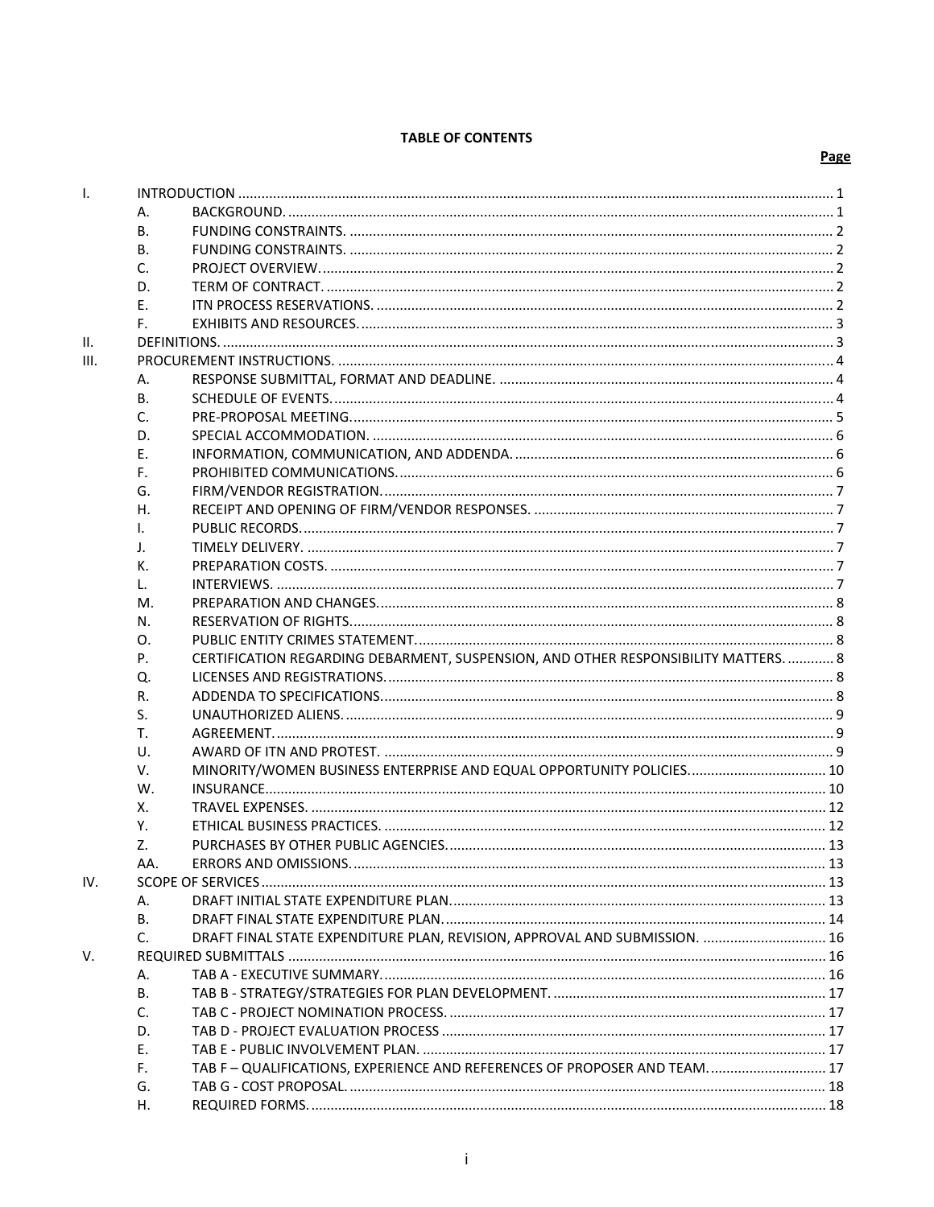**TABLE OF CONTENTS**

| | | | Page |
|---|---|---|---|
| I. | | INTRODUCTION | 1 |
| | A. | BACKGROUND. | 1 |
| | B. | FUNDING CONSTRAINTS. | 2 |
| | B. | FUNDING CONSTRAINTS. | 2 |
| | C. | PROJECT OVERVIEW. | 2 |
| | D. | TERM OF CONTRACT. | 2 |
| | E. | ITN PROCESS RESERVATIONS. | 2 |
| | F. | EXHIBITS AND RESOURCES. | 3 |
| II. | | DEFINITIONS. | 3 |
| III. | | PROCUREMENT INSTRUCTIONS. | 4 |
| | A. | RESPONSE SUBMITTAL, FORMAT AND DEADLINE. | 4 |
| | B. | SCHEDULE OF EVENTS. | 4 |
| | C. | PRE-PROPOSAL MEETING. | 5 |
| | D. | SPECIAL ACCOMMODATION. | 6 |
| | E. | INFORMATION, COMMUNICATION, AND ADDENDA. | 6 |
| | F. | PROHIBITED COMMUNICATIONS. | 6 |
| | G. | FIRM/VENDOR REGISTRATION. | 7 |
| | H. | RECEIPT AND OPENING OF FIRM/VENDOR RESPONSES. | 7 |
| | I. | PUBLIC RECORDS. | 7 |
| | J. | TIMELY DELIVERY. | 7 |
| | K. | PREPARATION COSTS. | 7 |
| | L. | INTERVIEWS. | 7 |
| | M. | PREPARATION AND CHANGES. | 8 |
| | N. | RESERVATION OF RIGHTS. | 8 |
| | O. | PUBLIC ENTITY CRIMES STATEMENT. | 8 |
| | P. | CERTIFICATION REGARDING DEBARMENT, SUSPENSION, AND OTHER RESPONSIBILITY MATTERS. | 8 |
| | Q. | LICENSES AND REGISTRATIONS. | 8 |
| | R. | ADDENDA TO SPECIFICATIONS. | 8 |
| | S. | UNAUTHORIZED ALIENS. | 9 |
| | T. | AGREEMENT. | 9 |
| | U. | AWARD OF ITN AND PROTEST. | 9 |
| | V. | MINORITY/WOMEN BUSINESS ENTERPRISE AND EQUAL OPPORTUNITY POLICIES. | 10 |
| | W. | INSURANCE. | 10 |
| | X. | TRAVEL EXPENSES. | 12 |
| | Y. | ETHICAL BUSINESS PRACTICES. | 12 |
| | Z. | PURCHASES BY OTHER PUBLIC AGENCIES. | 13 |
| | AA. | ERRORS AND OMISSIONS. | 13 |
| IV. | | SCOPE OF SERVICES | 13 |
| | A. | DRAFT INITIAL STATE EXPENDITURE PLAN. | 13 |
| | B. | DRAFT FINAL STATE EXPENDITURE PLAN. | 14 |
| | C. | DRAFT FINAL STATE EXPENDITURE PLAN, REVISION, APPROVAL AND SUBMISSION. | 16 |
| V. | | REQUIRED SUBMITTALS | 16 |
| | A. | TAB A - EXECUTIVE SUMMARY. | 16 |
| | B. | TAB B - STRATEGY/STRATEGIES FOR PLAN DEVELOPMENT. | 17 |
| | C. | TAB C - PROJECT NOMINATION PROCESS. | 17 |
| | D. | TAB D - PROJECT EVALUATION PROCESS | 17 |
| | E. | TAB E - PUBLIC INVOLVEMENT PLAN. | 17 |
| | F. | TAB F – QUALIFICATIONS, EXPERIENCE AND REFERENCES OF PROPOSER AND TEAM. | 17 |
| | G. | TAB G - COST PROPOSAL. | 18 |
| | H. | REQUIRED FORMS. | 18 |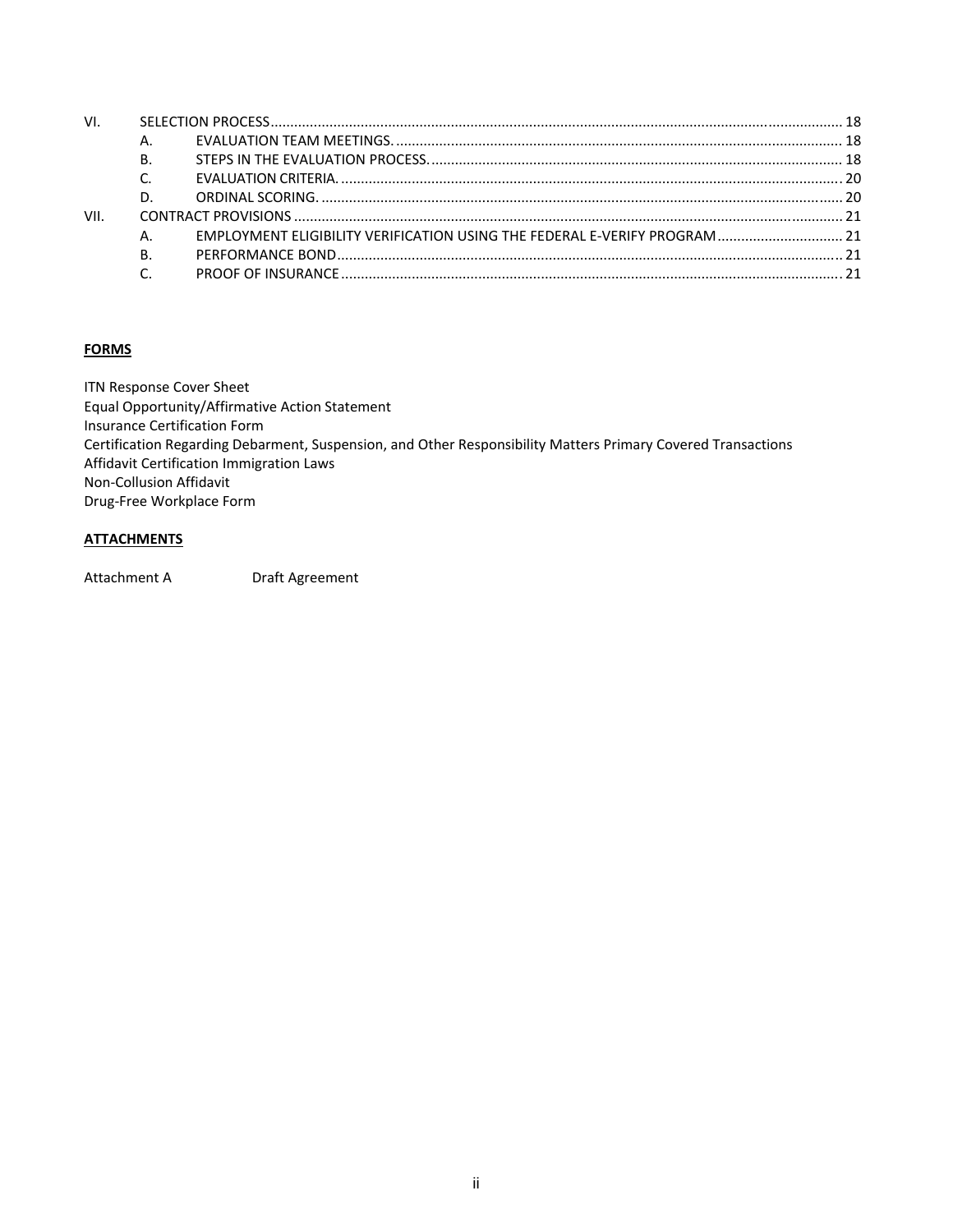VI. SELECTION PROCESS ..... 18
- A. EVALUATION TEAM MEETINGS. ..... 18
- B. STEPS IN THE EVALUATION PROCESS. ..... 18
- C. EVALUATION CRITERIA. ..... 20
- D. ORDINAL SCORING. ..... 20

VII. CONTRACT PROVISIONS ..... 21
- A. EMPLOYMENT ELIGIBILITY VERIFICATION USING THE FEDERAL E-VERIFY PROGRAM ..... 21
- B. PERFORMANCE BOND ..... 21
- C. PROOF OF INSURANCE ..... 21

**FORMS**

ITN Response Cover Sheet
Equal Opportunity/Affirmative Action Statement
Insurance Certification Form
Certification Regarding Debarment, Suspension, and Other Responsibility Matters Primary Covered Transactions
Affidavit Certification Immigration Laws
Non-Collusion Affidavit
Drug-Free Workplace Form

**ATTACHMENTS**

Attachment A Draft Agreement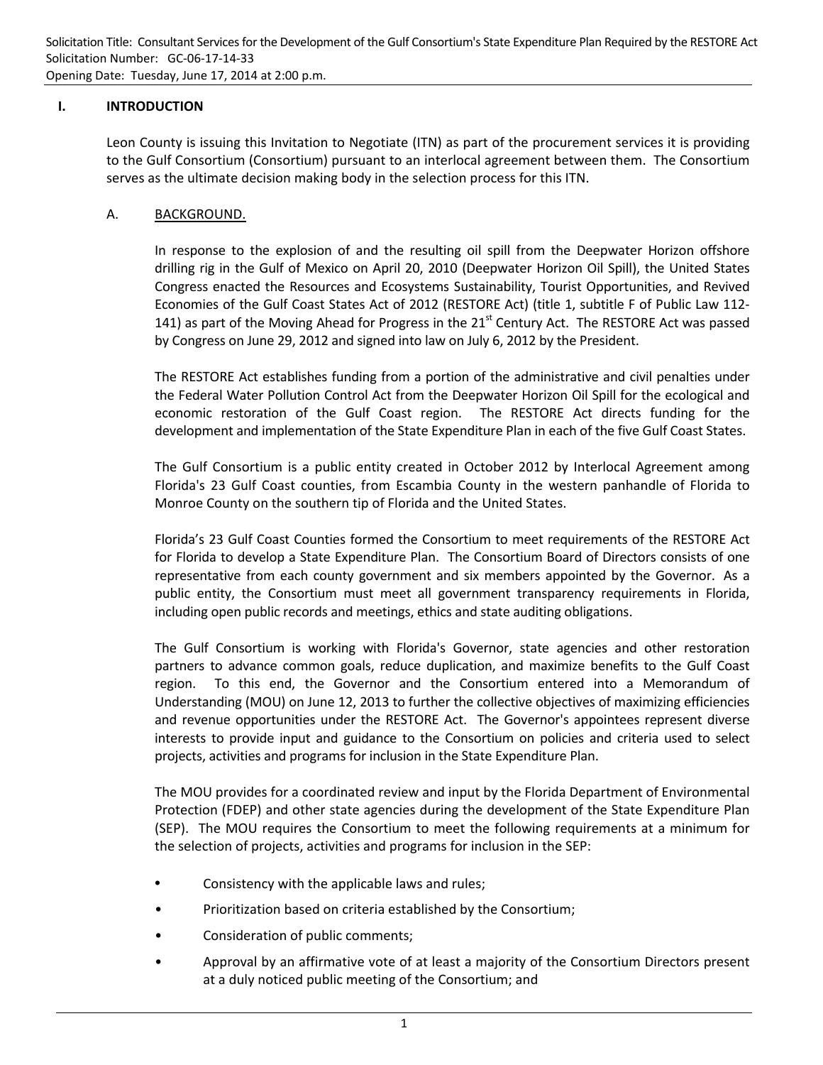## I. INTRODUCTION

Leon County is issuing this Invitation to Negotiate (ITN) as part of the procurement services it is providing to the Gulf Consortium (Consortium) pursuant to an interlocal agreement between them. The Consortium serves as the ultimate decision making body in the selection process for this ITN.

### A. BACKGROUND.

In response to the explosion of and the resulting oil spill from the Deepwater Horizon offshore drilling rig in the Gulf of Mexico on April 20, 2010 (Deepwater Horizon Oil Spill), the United States Congress enacted the Resources and Ecosystems Sustainability, Tourist Opportunities, and Revived Economies of the Gulf Coast States Act of 2012 (RESTORE Act) (title 1, subtitle F of Public Law 112-141) as part of the Moving Ahead for Progress in the 21st Century Act. The RESTORE Act was passed by Congress on June 29, 2012 and signed into law on July 6, 2012 by the President.

The RESTORE Act establishes funding from a portion of the administrative and civil penalties under the Federal Water Pollution Control Act from the Deepwater Horizon Oil Spill for the ecological and economic restoration of the Gulf Coast region. The RESTORE Act directs funding for the development and implementation of the State Expenditure Plan in each of the five Gulf Coast States.

The Gulf Consortium is a public entity created in October 2012 by Interlocal Agreement among Florida's 23 Gulf Coast counties, from Escambia County in the western panhandle of Florida to Monroe County on the southern tip of Florida and the United States.

Florida's 23 Gulf Coast Counties formed the Consortium to meet requirements of the RESTORE Act for Florida to develop a State Expenditure Plan. The Consortium Board of Directors consists of one representative from each county government and six members appointed by the Governor. As a public entity, the Consortium must meet all government transparency requirements in Florida, including open public records and meetings, ethics and state auditing obligations.

The Gulf Consortium is working with Florida's Governor, state agencies and other restoration partners to advance common goals, reduce duplication, and maximize benefits to the Gulf Coast region. To this end, the Governor and the Consortium entered into a Memorandum of Understanding (MOU) on June 12, 2013 to further the collective objectives of maximizing efficiencies and revenue opportunities under the RESTORE Act. The Governor's appointees represent diverse interests to provide input and guidance to the Consortium on policies and criteria used to select projects, activities and programs for inclusion in the State Expenditure Plan.

The MOU provides for a coordinated review and input by the Florida Department of Environmental Protection (FDEP) and other state agencies during the development of the State Expenditure Plan (SEP). The MOU requires the Consortium to meet the following requirements at a minimum for the selection of projects, activities and programs for inclusion in the SEP:

- Consistency with the applicable laws and rules;
- Prioritization based on criteria established by the Consortium;
- Consideration of public comments;
- Approval by an affirmative vote of at least a majority of the Consortium Directors present at a duly noticed public meeting of the Consortium; and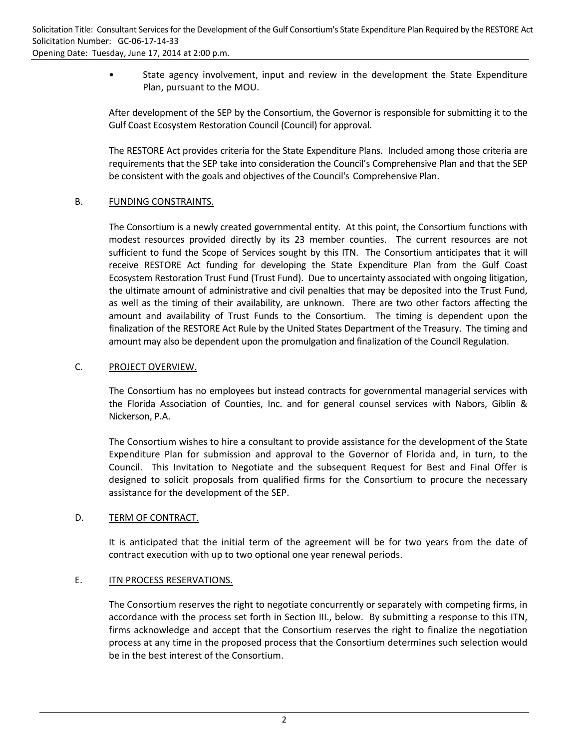- State agency involvement, input and review in the development the State Expenditure Plan, pursuant to the MOU.

After development of the SEP by the Consortium, the Governor is responsible for submitting it to the Gulf Coast Ecosystem Restoration Council (Council) for approval.

The RESTORE Act provides criteria for the State Expenditure Plans. Included among those criteria are requirements that the SEP take into consideration the Council's Comprehensive Plan and that the SEP be consistent with the goals and objectives of the Council's Comprehensive Plan.

B. FUNDING CONSTRAINTS.

The Consortium is a newly created governmental entity. At this point, the Consortium functions with modest resources provided directly by its 23 member counties. The current resources are not sufficient to fund the Scope of Services sought by this ITN. The Consortium anticipates that it will receive RESTORE Act funding for developing the State Expenditure Plan from the Gulf Coast Ecosystem Restoration Trust Fund (Trust Fund). Due to uncertainty associated with ongoing litigation, the ultimate amount of administrative and civil penalties that may be deposited into the Trust Fund, as well as the timing of their availability, are unknown. There are two other factors affecting the amount and availability of Trust Funds to the Consortium. The timing is dependent upon the finalization of the RESTORE Act Rule by the United States Department of the Treasury. The timing and amount may also be dependent upon the promulgation and finalization of the Council Regulation.

C. PROJECT OVERVIEW.

The Consortium has no employees but instead contracts for governmental managerial services with the Florida Association of Counties, Inc. and for general counsel services with Nabors, Giblin & Nickerson, P.A.

The Consortium wishes to hire a consultant to provide assistance for the development of the State Expenditure Plan for submission and approval to the Governor of Florida and, in turn, to the Council. This Invitation to Negotiate and the subsequent Request for Best and Final Offer is designed to solicit proposals from qualified firms for the Consortium to procure the necessary assistance for the development of the SEP.

D. TERM OF CONTRACT.

It is anticipated that the initial term of the agreement will be for two years from the date of contract execution with up to two optional one year renewal periods.

E. ITN PROCESS RESERVATIONS.

The Consortium reserves the right to negotiate concurrently or separately with competing firms, in accordance with the process set forth in Section III., below. By submitting a response to this ITN, firms acknowledge and accept that the Consortium reserves the right to finalize the negotiation process at any time in the proposed process that the Consortium determines such selection would be in the best interest of the Consortium.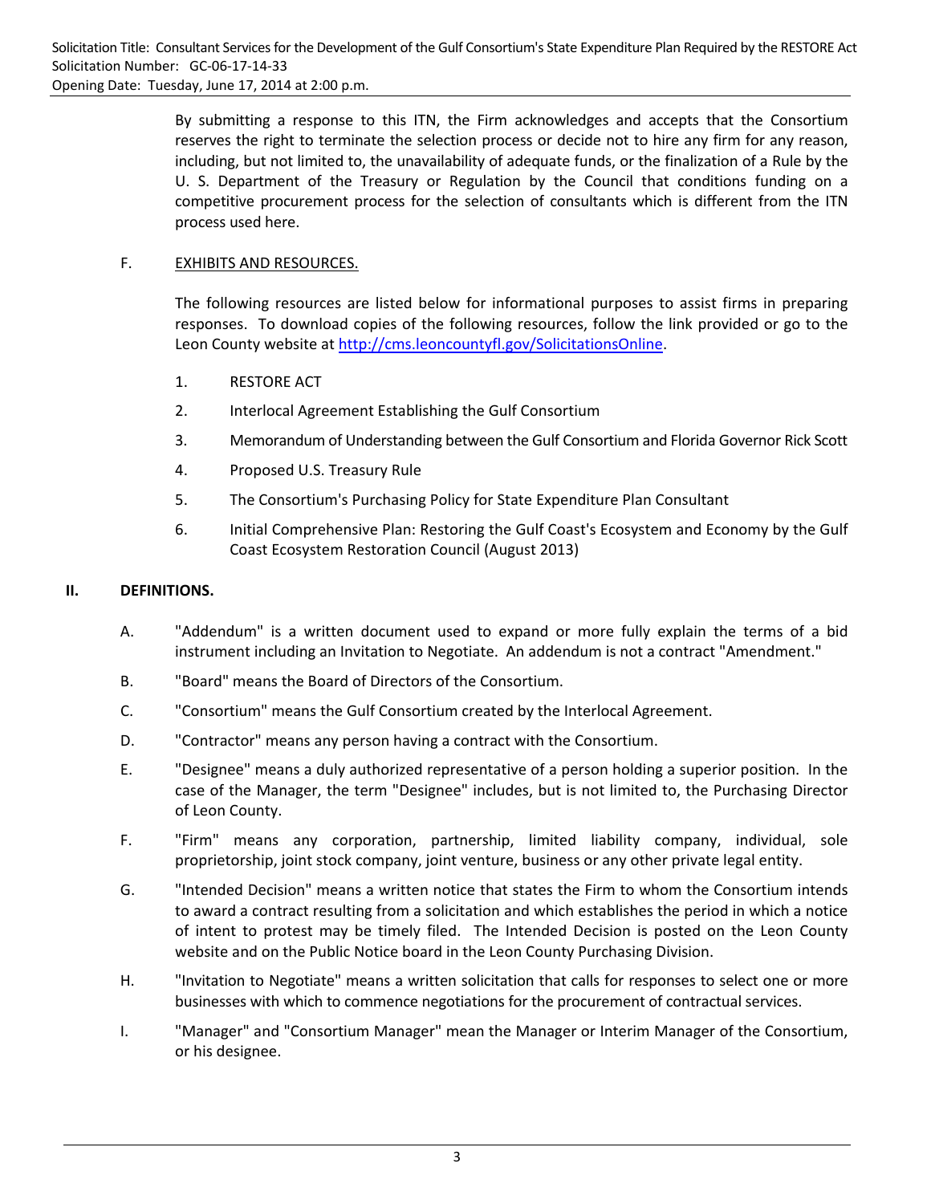By submitting a response to this ITN, the Firm acknowledges and accepts that the Consortium reserves the right to terminate the selection process or decide not to hire any firm for any reason, including, but not limited to, the unavailability of adequate funds, or the finalization of a Rule by the U. S. Department of the Treasury or Regulation by the Council that conditions funding on a competitive procurement process for the selection of consultants which is different from the ITN process used here.

F. EXHIBITS AND RESOURCES.

The following resources are listed below for informational purposes to assist firms in preparing responses. To download copies of the following resources, follow the link provided or go to the Leon County website at http://cms.leoncountyfl.gov/SolicitationsOnline.

1. RESTORE ACT
2. Interlocal Agreement Establishing the Gulf Consortium
3. Memorandum of Understanding between the Gulf Consortium and Florida Governor Rick Scott
4. Proposed U.S. Treasury Rule
5. The Consortium's Purchasing Policy for State Expenditure Plan Consultant
6. Initial Comprehensive Plan: Restoring the Gulf Coast's Ecosystem and Economy by the Gulf Coast Ecosystem Restoration Council (August 2013)

## II. DEFINITIONS.

A. "Addendum" is a written document used to expand or more fully explain the terms of a bid instrument including an Invitation to Negotiate. An addendum is not a contract "Amendment."

B. "Board" means the Board of Directors of the Consortium.

C. "Consortium" means the Gulf Consortium created by the Interlocal Agreement.

D. "Contractor" means any person having a contract with the Consortium.

E. "Designee" means a duly authorized representative of a person holding a superior position. In the case of the Manager, the term "Designee" includes, but is not limited to, the Purchasing Director of Leon County.

F. "Firm" means any corporation, partnership, limited liability company, individual, sole proprietorship, joint stock company, joint venture, business or any other private legal entity.

G. "Intended Decision" means a written notice that states the Firm to whom the Consortium intends to award a contract resulting from a solicitation and which establishes the period in which a notice of intent to protest may be timely filed. The Intended Decision is posted on the Leon County website and on the Public Notice board in the Leon County Purchasing Division.

H. "Invitation to Negotiate" means a written solicitation that calls for responses to select one or more businesses with which to commence negotiations for the procurement of contractual services.

I. "Manager" and "Consortium Manager" mean the Manager or Interim Manager of the Consortium, or his designee.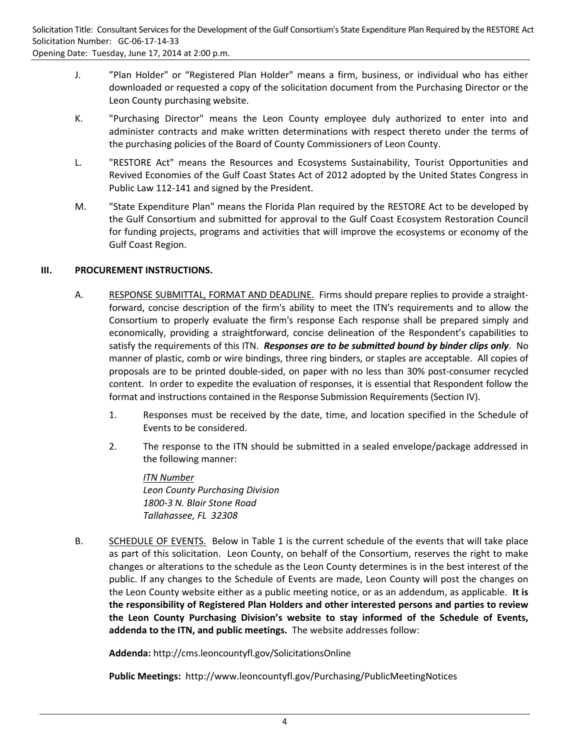J. ”Plan Holder" or “Registered Plan Holder" means a firm, business, or individual who has either downloaded or requested a copy of the solicitation document from the Purchasing Director or the Leon County purchasing website.

K. "Purchasing Director" means the Leon County employee duly authorized to enter into and administer contracts and make written determinations with respect thereto under the terms of the purchasing policies of the Board of County Commissioners of Leon County.

L. "RESTORE Act" means the Resources and Ecosystems Sustainability, Tourist Opportunities and Revived Economies of the Gulf Coast States Act of 2012 adopted by the United States Congress in Public Law 112-141 and signed by the President.

M. "State Expenditure Plan" means the Florida Plan required by the RESTORE Act to be developed by the Gulf Consortium and submitted for approval to the Gulf Coast Ecosystem Restoration Council for funding projects, programs and activities that will improve the ecosystems or economy of the Gulf Coast Region.

## III. PROCUREMENT INSTRUCTIONS.

A. RESPONSE SUBMITTAL, FORMAT AND DEADLINE. Firms should prepare replies to provide a straight-forward, concise description of the firm's ability to meet the ITN's requirements and to allow the Consortium to properly evaluate the firm's response Each response shall be prepared simply and economically, providing a straightforward, concise delineation of the Respondent’s capabilities to satisfy the requirements of this ITN. ***Responses are to be submitted bound by binder clips only***. No manner of plastic, comb or wire bindings, three ring binders, or staples are acceptable. All copies of proposals are to be printed double-sided, on paper with no less than 30% post-consumer recycled content. In order to expedite the evaluation of responses, it is essential that Respondent follow the format and instructions contained in the Response Submission Requirements (Section IV).

1. Responses must be received by the date, time, and location specified in the Schedule of Events to be considered.

2. The response to the ITN should be submitted in a sealed envelope/package addressed in the following manner:

   *ITN Number*
   *Leon County Purchasing Division*
   *1800-3 N. Blair Stone Road*
   *Tallahassee, FL 32308*

B. SCHEDULE OF EVENTS. Below in Table 1 is the current schedule of the events that will take place as part of this solicitation. Leon County, on behalf of the Consortium, reserves the right to make changes or alterations to the schedule as the Leon County determines is in the best interest of the public. If any changes to the Schedule of Events are made, Leon County will post the changes on the Leon County website either as a public meeting notice, or as an addendum, as applicable. **It is the responsibility of Registered Plan Holders and other interested persons and parties to review the Leon County Purchasing Division’s website to stay informed of the Schedule of Events, addenda to the ITN, and public meetings.** The website addresses follow:

**Addenda:** http://cms.leoncountyfl.gov/SolicitationsOnline

**Public Meetings:** http://www.leoncountyfl.gov/Purchasing/PublicMeetingNotices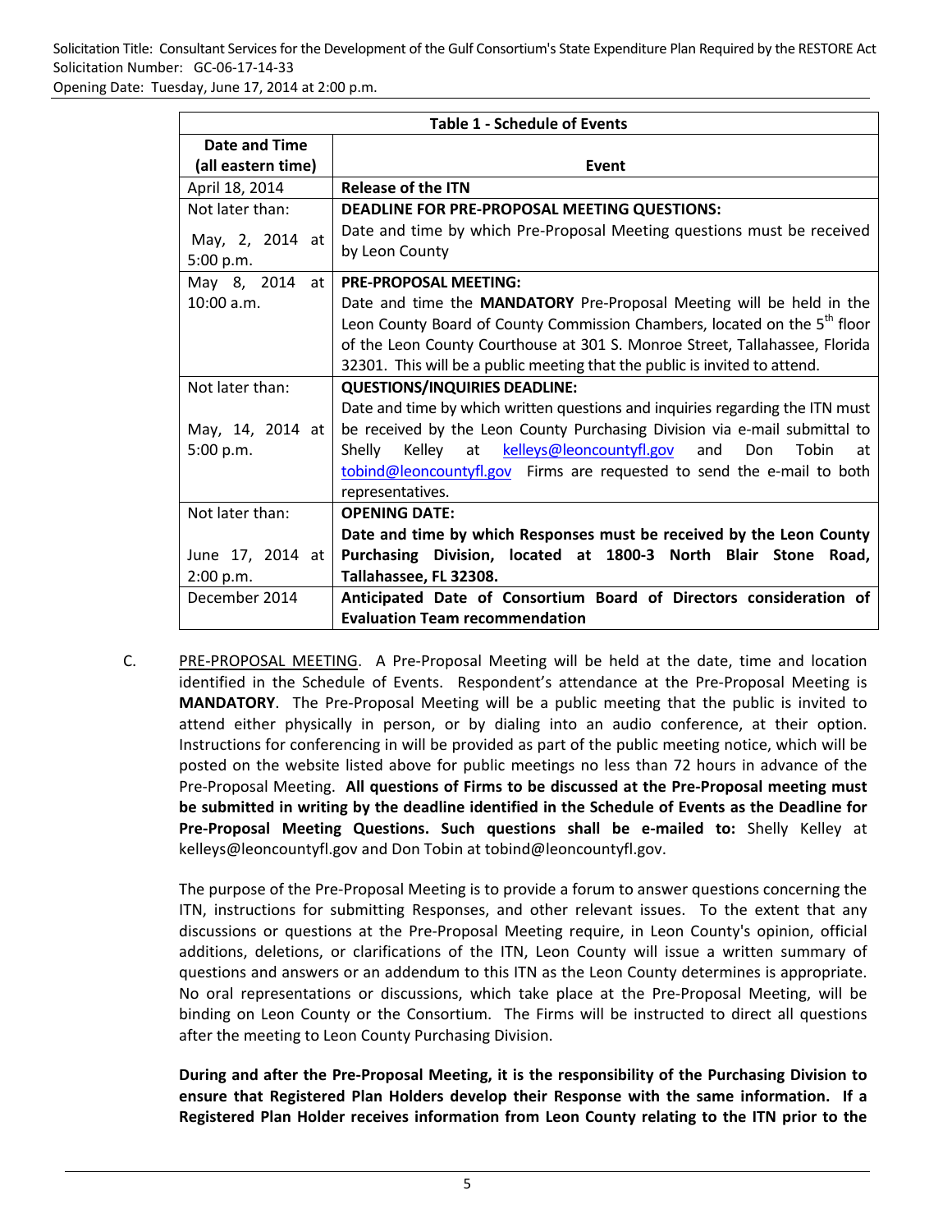| Table 1 - Schedule of Events | |
|---|---|
| **Date and Time (all eastern time)** | **Event** |
| April 18, 2014 | **Release of the ITN** |
| Not later than: May, 2, 2014 at 5:00 p.m. | **DEADLINE FOR PRE-PROPOSAL MEETING QUESTIONS:** Date and time by which Pre-Proposal Meeting questions must be received by Leon County |
| May 8, 2014 at 10:00 a.m. | **PRE-PROPOSAL MEETING:** Date and time the **MANDATORY** Pre-Proposal Meeting will be held in the Leon County Board of County Commission Chambers, located on the 5th floor of the Leon County Courthouse at 301 S. Monroe Street, Tallahassee, Florida 32301. This will be a public meeting that the public is invited to attend. |
| Not later than: May, 14, 2014 at 5:00 p.m. | **QUESTIONS/INQUIRIES DEADLINE:** Date and time by which written questions and inquiries regarding the ITN must be received by the Leon County Purchasing Division via e-mail submittal to Shelly Kelley at kelleys@leoncountyfl.gov and Don Tobin at tobind@leoncountyfl.gov Firms are requested to send the e-mail to both representatives. |
| Not later than: June 17, 2014 at 2:00 p.m. | **OPENING DATE: Date and time by which Responses must be received by the Leon County Purchasing Division, located at 1800-3 North Blair Stone Road, Tallahassee, FL 32308.** |
| December 2014 | **Anticipated Date of Consortium Board of Directors consideration of Evaluation Team recommendation** |

C. PRE-PROPOSAL MEETING. A Pre-Proposal Meeting will be held at the date, time and location identified in the Schedule of Events. Respondent's attendance at the Pre-Proposal Meeting is **MANDATORY**. The Pre-Proposal Meeting will be a public meeting that the public is invited to attend either physically in person, or by dialing into an audio conference, at their option. Instructions for conferencing in will be provided as part of the public meeting notice, which will be posted on the website listed above for public meetings no less than 72 hours in advance of the Pre-Proposal Meeting. **All questions of Firms to be discussed at the Pre-Proposal meeting must be submitted in writing by the deadline identified in the Schedule of Events as the Deadline for Pre-Proposal Meeting Questions. Such questions shall be e-mailed to:** Shelly Kelley at kelleys@leoncountyfl.gov and Don Tobin at tobind@leoncountyfl.gov.

The purpose of the Pre-Proposal Meeting is to provide a forum to answer questions concerning the ITN, instructions for submitting Responses, and other relevant issues. To the extent that any discussions or questions at the Pre-Proposal Meeting require, in Leon County's opinion, official additions, deletions, or clarifications of the ITN, Leon County will issue a written summary of questions and answers or an addendum to this ITN as the Leon County determines is appropriate. No oral representations or discussions, which take place at the Pre-Proposal Meeting, will be binding on Leon County or the Consortium. The Firms will be instructed to direct all questions after the meeting to Leon County Purchasing Division.

**During and after the Pre-Proposal Meeting, it is the responsibility of the Purchasing Division to ensure that Registered Plan Holders develop their Response with the same information. If a Registered Plan Holder receives information from Leon County relating to the ITN prior to the**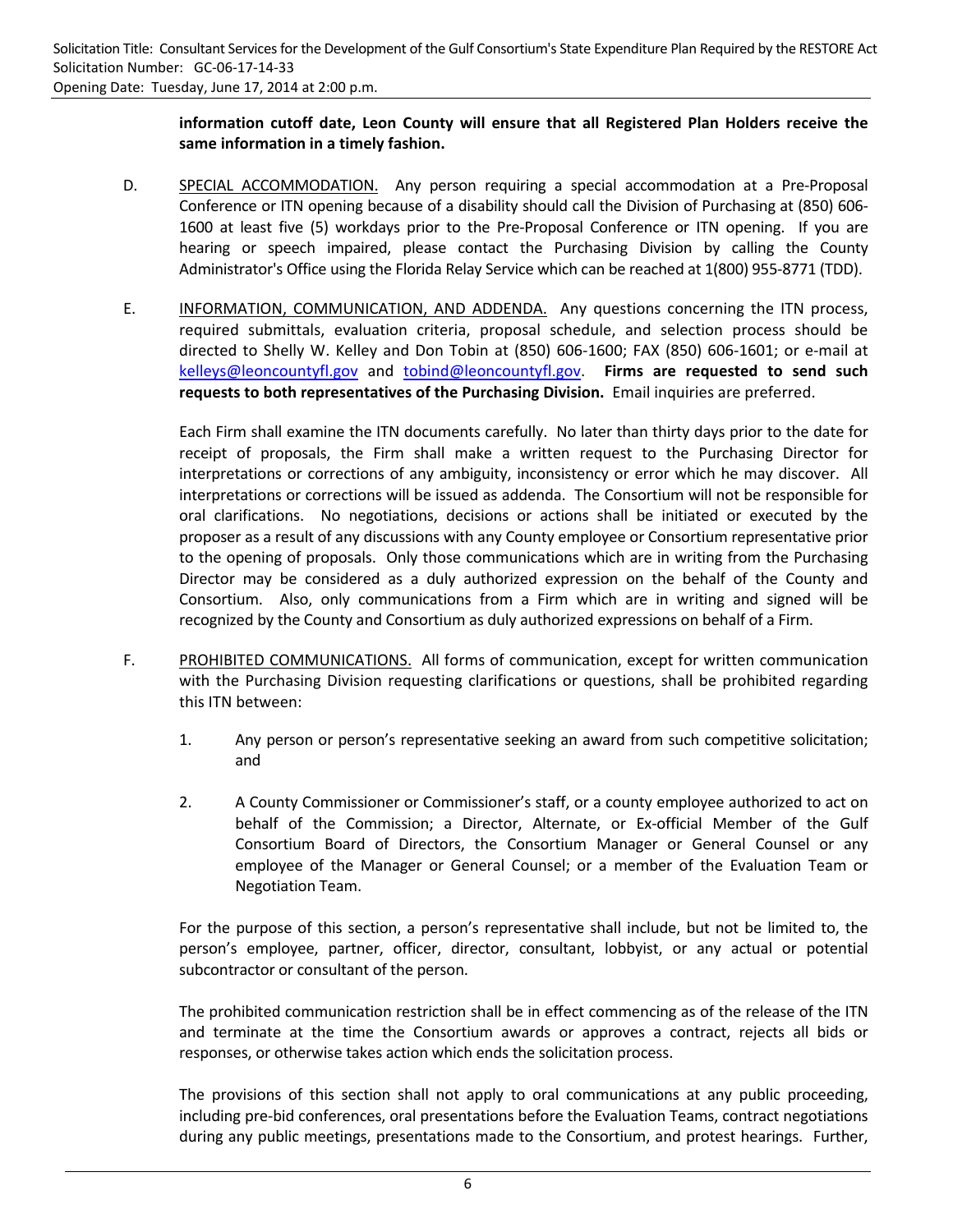**information cutoff date, Leon County will ensure that all Registered Plan Holders receive the same information in a timely fashion.**

D. SPECIAL ACCOMMODATION. Any person requiring a special accommodation at a Pre-Proposal Conference or ITN opening because of a disability should call the Division of Purchasing at (850) 606-1600 at least five (5) workdays prior to the Pre-Proposal Conference or ITN opening. If you are hearing or speech impaired, please contact the Purchasing Division by calling the County Administrator's Office using the Florida Relay Service which can be reached at 1(800) 955-8771 (TDD).

E. INFORMATION, COMMUNICATION, AND ADDENDA. Any questions concerning the ITN process, required submittals, evaluation criteria, proposal schedule, and selection process should be directed to Shelly W. Kelley and Don Tobin at (850) 606-1600; FAX (850) 606-1601; or e-mail at kelleys@leoncountyfl.gov and tobind@leoncountyfl.gov. **Firms are requested to send such requests to both representatives of the Purchasing Division.** Email inquiries are preferred.

Each Firm shall examine the ITN documents carefully. No later than thirty days prior to the date for receipt of proposals, the Firm shall make a written request to the Purchasing Director for interpretations or corrections of any ambiguity, inconsistency or error which he may discover. All interpretations or corrections will be issued as addenda. The Consortium will not be responsible for oral clarifications. No negotiations, decisions or actions shall be initiated or executed by the proposer as a result of any discussions with any County employee or Consortium representative prior to the opening of proposals. Only those communications which are in writing from the Purchasing Director may be considered as a duly authorized expression on the behalf of the County and Consortium. Also, only communications from a Firm which are in writing and signed will be recognized by the County and Consortium as duly authorized expressions on behalf of a Firm.

F. PROHIBITED COMMUNICATIONS. All forms of communication, except for written communication with the Purchasing Division requesting clarifications or questions, shall be prohibited regarding this ITN between:

1. Any person or person's representative seeking an award from such competitive solicitation; and

2. A County Commissioner or Commissioner's staff, or a county employee authorized to act on behalf of the Commission; a Director, Alternate, or Ex-official Member of the Gulf Consortium Board of Directors, the Consortium Manager or General Counsel or any employee of the Manager or General Counsel; or a member of the Evaluation Team or Negotiation Team.

For the purpose of this section, a person's representative shall include, but not be limited to, the person's employee, partner, officer, director, consultant, lobbyist, or any actual or potential subcontractor or consultant of the person.

The prohibited communication restriction shall be in effect commencing as of the release of the ITN and terminate at the time the Consortium awards or approves a contract, rejects all bids or responses, or otherwise takes action which ends the solicitation process.

The provisions of this section shall not apply to oral communications at any public proceeding, including pre-bid conferences, oral presentations before the Evaluation Teams, contract negotiations during any public meetings, presentations made to the Consortium, and protest hearings. Further,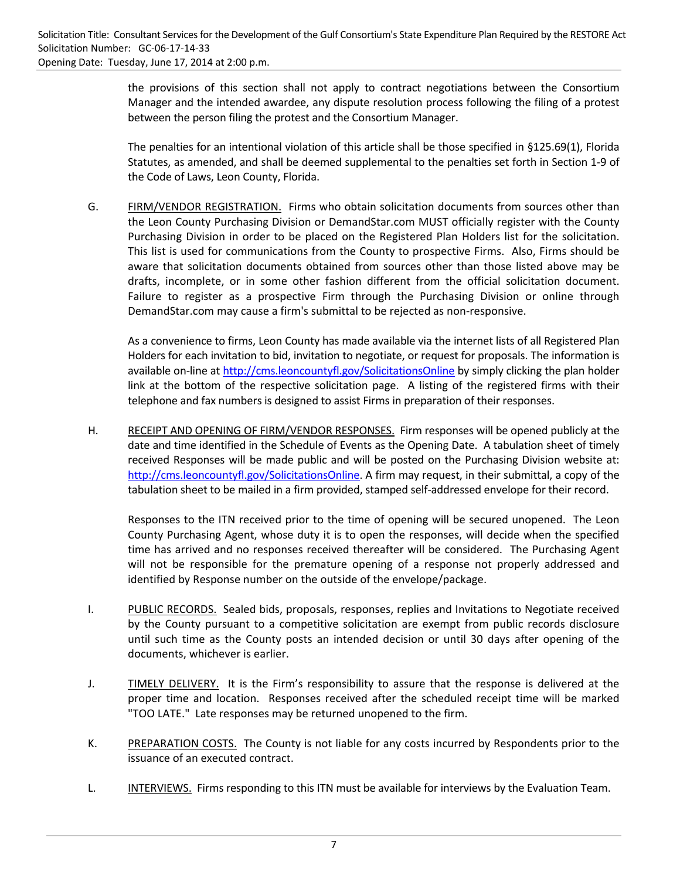the provisions of this section shall not apply to contract negotiations between the Consortium Manager and the intended awardee, any dispute resolution process following the filing of a protest between the person filing the protest and the Consortium Manager.

The penalties for an intentional violation of this article shall be those specified in §125.69(1), Florida Statutes, as amended, and shall be deemed supplemental to the penalties set forth in Section 1-9 of the Code of Laws, Leon County, Florida.

G. FIRM/VENDOR REGISTRATION. Firms who obtain solicitation documents from sources other than the Leon County Purchasing Division or DemandStar.com MUST officially register with the County Purchasing Division in order to be placed on the Registered Plan Holders list for the solicitation. This list is used for communications from the County to prospective Firms. Also, Firms should be aware that solicitation documents obtained from sources other than those listed above may be drafts, incomplete, or in some other fashion different from the official solicitation document. Failure to register as a prospective Firm through the Purchasing Division or online through DemandStar.com may cause a firm's submittal to be rejected as non-responsive.

As a convenience to firms, Leon County has made available via the internet lists of all Registered Plan Holders for each invitation to bid, invitation to negotiate, or request for proposals. The information is available on-line at http://cms.leoncountyfl.gov/SolicitationsOnline by simply clicking the plan holder link at the bottom of the respective solicitation page. A listing of the registered firms with their telephone and fax numbers is designed to assist Firms in preparation of their responses.

H. RECEIPT AND OPENING OF FIRM/VENDOR RESPONSES. Firm responses will be opened publicly at the date and time identified in the Schedule of Events as the Opening Date. A tabulation sheet of timely received Responses will be made public and will be posted on the Purchasing Division website at: http://cms.leoncountyfl.gov/SolicitationsOnline. A firm may request, in their submittal, a copy of the tabulation sheet to be mailed in a firm provided, stamped self-addressed envelope for their record.

Responses to the ITN received prior to the time of opening will be secured unopened. The Leon County Purchasing Agent, whose duty it is to open the responses, will decide when the specified time has arrived and no responses received thereafter will be considered. The Purchasing Agent will not be responsible for the premature opening of a response not properly addressed and identified by Response number on the outside of the envelope/package.

I. PUBLIC RECORDS. Sealed bids, proposals, responses, replies and Invitations to Negotiate received by the County pursuant to a competitive solicitation are exempt from public records disclosure until such time as the County posts an intended decision or until 30 days after opening of the documents, whichever is earlier.

J. TIMELY DELIVERY. It is the Firm's responsibility to assure that the response is delivered at the proper time and location. Responses received after the scheduled receipt time will be marked "TOO LATE." Late responses may be returned unopened to the firm.

K. PREPARATION COSTS. The County is not liable for any costs incurred by Respondents prior to the issuance of an executed contract.

L. INTERVIEWS. Firms responding to this ITN must be available for interviews by the Evaluation Team.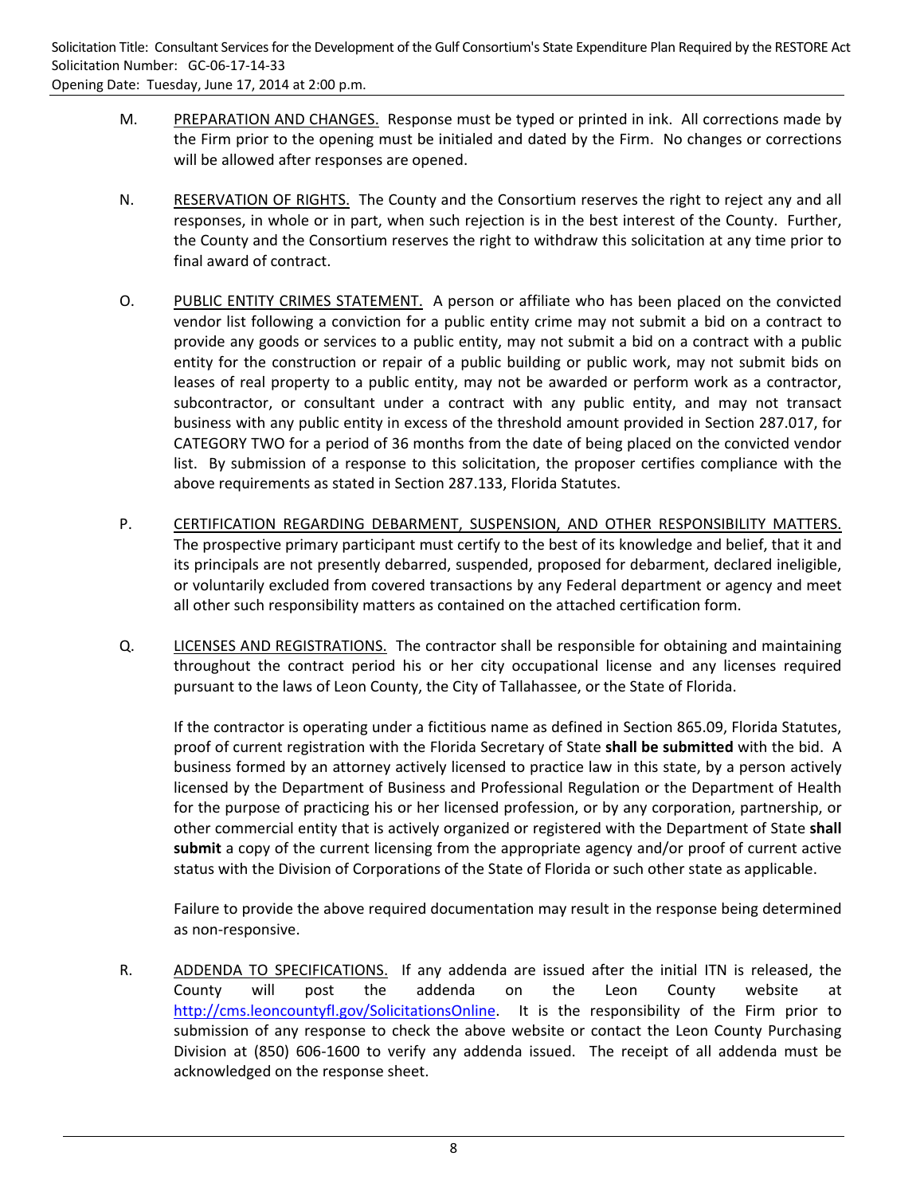M. PREPARATION AND CHANGES. Response must be typed or printed in ink. All corrections made by the Firm prior to the opening must be initialed and dated by the Firm. No changes or corrections will be allowed after responses are opened.

N. RESERVATION OF RIGHTS. The County and the Consortium reserves the right to reject any and all responses, in whole or in part, when such rejection is in the best interest of the County. Further, the County and the Consortium reserves the right to withdraw this solicitation at any time prior to final award of contract.

O. PUBLIC ENTITY CRIMES STATEMENT. A person or affiliate who has been placed on the convicted vendor list following a conviction for a public entity crime may not submit a bid on a contract to provide any goods or services to a public entity, may not submit a bid on a contract with a public entity for the construction or repair of a public building or public work, may not submit bids on leases of real property to a public entity, may not be awarded or perform work as a contractor, subcontractor, or consultant under a contract with any public entity, and may not transact business with any public entity in excess of the threshold amount provided in Section 287.017, for CATEGORY TWO for a period of 36 months from the date of being placed on the convicted vendor list. By submission of a response to this solicitation, the proposer certifies compliance with the above requirements as stated in Section 287.133, Florida Statutes.

P. CERTIFICATION REGARDING DEBARMENT, SUSPENSION, AND OTHER RESPONSIBILITY MATTERS. The prospective primary participant must certify to the best of its knowledge and belief, that it and its principals are not presently debarred, suspended, proposed for debarment, declared ineligible, or voluntarily excluded from covered transactions by any Federal department or agency and meet all other such responsibility matters as contained on the attached certification form.

Q. LICENSES AND REGISTRATIONS. The contractor shall be responsible for obtaining and maintaining throughout the contract period his or her city occupational license and any licenses required pursuant to the laws of Leon County, the City of Tallahassee, or the State of Florida.

If the contractor is operating under a fictitious name as defined in Section 865.09, Florida Statutes, proof of current registration with the Florida Secretary of State **shall be submitted** with the bid. A business formed by an attorney actively licensed to practice law in this state, by a person actively licensed by the Department of Business and Professional Regulation or the Department of Health for the purpose of practicing his or her licensed profession, or by any corporation, partnership, or other commercial entity that is actively organized or registered with the Department of State **shall submit** a copy of the current licensing from the appropriate agency and/or proof of current active status with the Division of Corporations of the State of Florida or such other state as applicable.

Failure to provide the above required documentation may result in the response being determined as non-responsive.

R. ADDENDA TO SPECIFICATIONS. If any addenda are issued after the initial ITN is released, the County will post the addenda on the Leon County website at http://cms.leoncountyfl.gov/SolicitationsOnline. It is the responsibility of the Firm prior to submission of any response to check the above website or contact the Leon County Purchasing Division at (850) 606-1600 to verify any addenda issued. The receipt of all addenda must be acknowledged on the response sheet.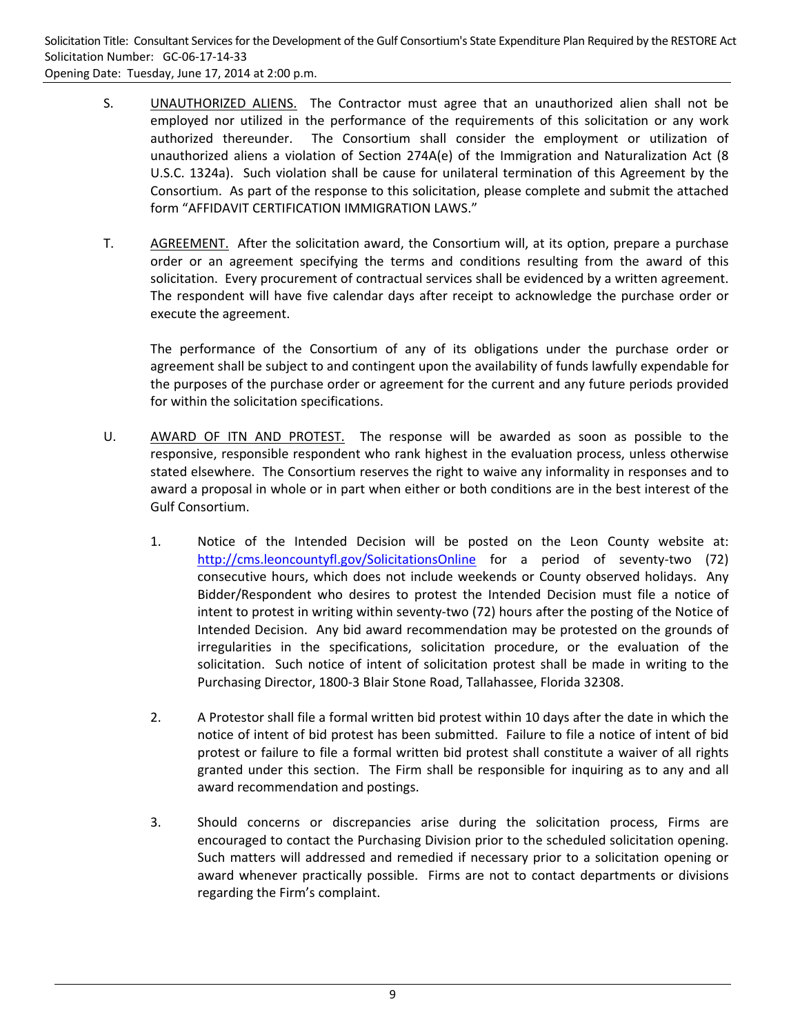S. <u>UNAUTHORIZED ALIENS.</u> The Contractor must agree that an unauthorized alien shall not be employed nor utilized in the performance of the requirements of this solicitation or any work authorized thereunder. The Consortium shall consider the employment or utilization of unauthorized aliens a violation of Section 274A(e) of the Immigration and Naturalization Act (8 U.S.C. 1324a). Such violation shall be cause for unilateral termination of this Agreement by the Consortium. As part of the response to this solicitation, please complete and submit the attached form "AFFIDAVIT CERTIFICATION IMMIGRATION LAWS."

T. <u>AGREEMENT.</u> After the solicitation award, the Consortium will, at its option, prepare a purchase order or an agreement specifying the terms and conditions resulting from the award of this solicitation. Every procurement of contractual services shall be evidenced by a written agreement. The respondent will have five calendar days after receipt to acknowledge the purchase order or execute the agreement.

The performance of the Consortium of any of its obligations under the purchase order or agreement shall be subject to and contingent upon the availability of funds lawfully expendable for the purposes of the purchase order or agreement for the current and any future periods provided for within the solicitation specifications.

U. <u>AWARD OF ITN AND PROTEST.</u> The response will be awarded as soon as possible to the responsive, responsible respondent who rank highest in the evaluation process, unless otherwise stated elsewhere. The Consortium reserves the right to waive any informality in responses and to award a proposal in whole or in part when either or both conditions are in the best interest of the Gulf Consortium.

1. Notice of the Intended Decision will be posted on the Leon County website at: http://cms.leoncountyfl.gov/SolicitationsOnline for a period of seventy-two (72) consecutive hours, which does not include weekends or County observed holidays. Any Bidder/Respondent who desires to protest the Intended Decision must file a notice of intent to protest in writing within seventy-two (72) hours after the posting of the Notice of Intended Decision. Any bid award recommendation may be protested on the grounds of irregularities in the specifications, solicitation procedure, or the evaluation of the solicitation. Such notice of intent of solicitation protest shall be made in writing to the Purchasing Director, 1800-3 Blair Stone Road, Tallahassee, Florida 32308.

2. A Protestor shall file a formal written bid protest within 10 days after the date in which the notice of intent of bid protest has been submitted. Failure to file a notice of intent of bid protest or failure to file a formal written bid protest shall constitute a waiver of all rights granted under this section. The Firm shall be responsible for inquiring as to any and all award recommendation and postings.

3. Should concerns or discrepancies arise during the solicitation process, Firms are encouraged to contact the Purchasing Division prior to the scheduled solicitation opening. Such matters will addressed and remedied if necessary prior to a solicitation opening or award whenever practically possible. Firms are not to contact departments or divisions regarding the Firm's complaint.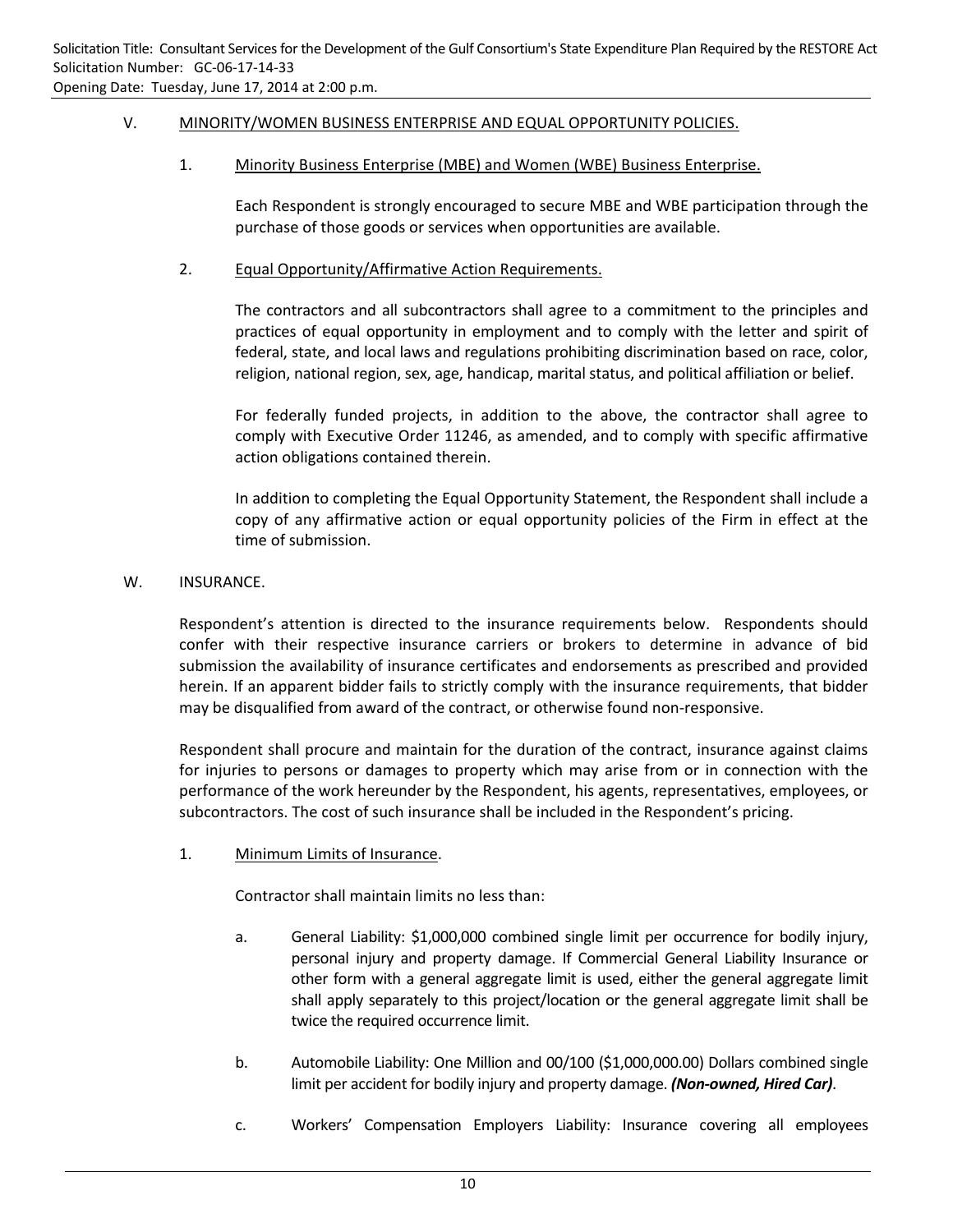## V. MINORITY/WOMEN BUSINESS ENTERPRISE AND EQUAL OPPORTUNITY POLICIES.

### 1. Minority Business Enterprise (MBE) and Women (WBE) Business Enterprise.

Each Respondent is strongly encouraged to secure MBE and WBE participation through the purchase of those goods or services when opportunities are available.

### 2. Equal Opportunity/Affirmative Action Requirements.

The contractors and all subcontractors shall agree to a commitment to the principles and practices of equal opportunity in employment and to comply with the letter and spirit of federal, state, and local laws and regulations prohibiting discrimination based on race, color, religion, national region, sex, age, handicap, marital status, and political affiliation or belief.

For federally funded projects, in addition to the above, the contractor shall agree to comply with Executive Order 11246, as amended, and to comply with specific affirmative action obligations contained therein.

In addition to completing the Equal Opportunity Statement, the Respondent shall include a copy of any affirmative action or equal opportunity policies of the Firm in effect at the time of submission.

## W. INSURANCE.

Respondent's attention is directed to the insurance requirements below. Respondents should confer with their respective insurance carriers or brokers to determine in advance of bid submission the availability of insurance certificates and endorsements as prescribed and provided herein. If an apparent bidder fails to strictly comply with the insurance requirements, that bidder may be disqualified from award of the contract, or otherwise found non-responsive.

Respondent shall procure and maintain for the duration of the contract, insurance against claims for injuries to persons or damages to property which may arise from or in connection with the performance of the work hereunder by the Respondent, his agents, representatives, employees, or subcontractors. The cost of such insurance shall be included in the Respondent's pricing.

### 1. Minimum Limits of Insurance.

Contractor shall maintain limits no less than:

a. General Liability: $1,000,000 combined single limit per occurrence for bodily injury, personal injury and property damage. If Commercial General Liability Insurance or other form with a general aggregate limit is used, either the general aggregate limit shall apply separately to this project/location or the general aggregate limit shall be twice the required occurrence limit.

b. Automobile Liability: One Million and 00/100 ($1,000,000.00) Dollars combined single limit per accident for bodily injury and property damage. ***(Non-owned, Hired Car)***.

c. Workers' Compensation Employers Liability: Insurance covering all employees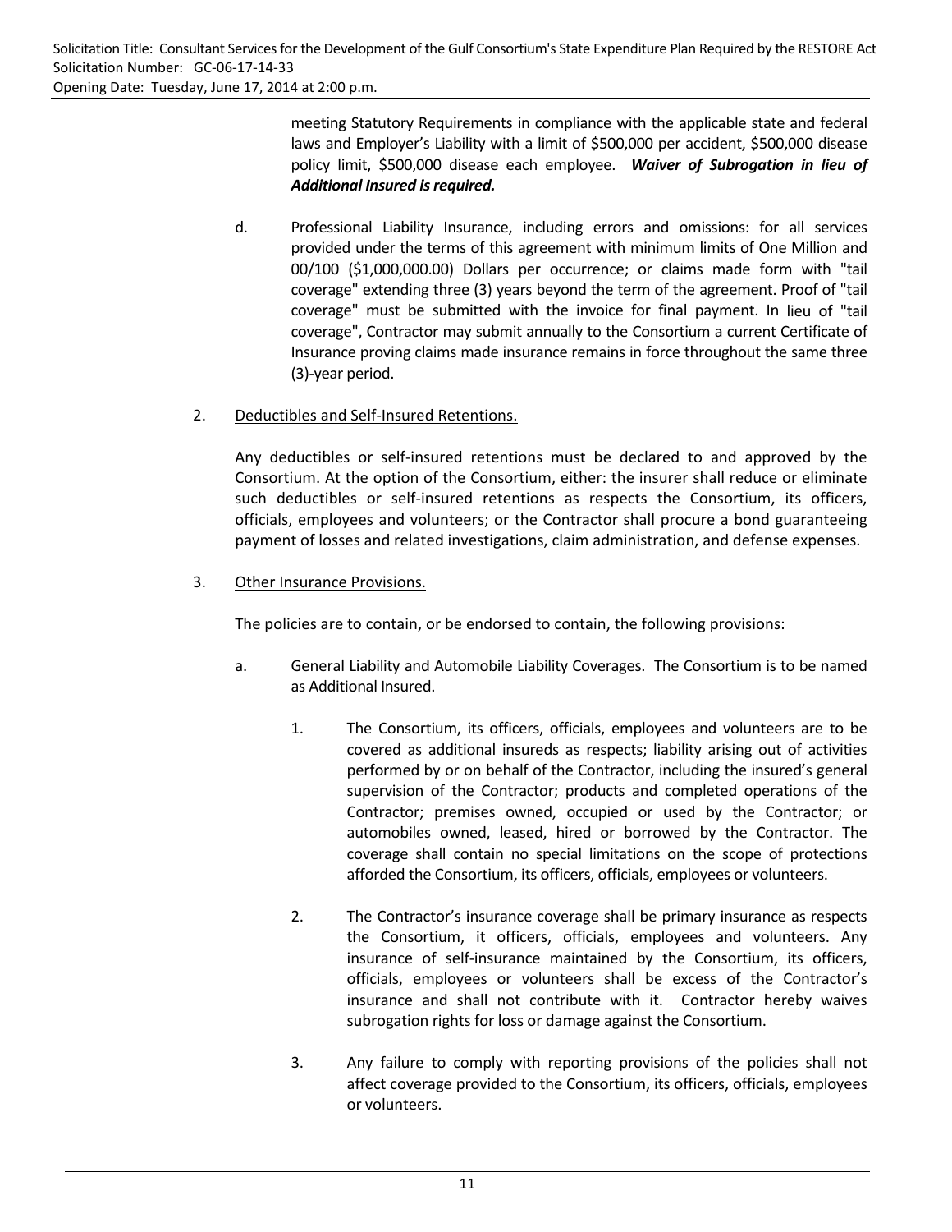meeting Statutory Requirements in compliance with the applicable state and federal laws and Employer's Liability with a limit of $500,000 per accident, $500,000 disease policy limit, $500,000 disease each employee. ***Waiver of Subrogation in lieu of Additional Insured is required.***

d. Professional Liability Insurance, including errors and omissions: for all services provided under the terms of this agreement with minimum limits of One Million and 00/100 ($1,000,000.00) Dollars per occurrence; or claims made form with "tail coverage" extending three (3) years beyond the term of the agreement. Proof of "tail coverage" must be submitted with the invoice for final payment. In lieu of "tail coverage", Contractor may submit annually to the Consortium a current Certificate of Insurance proving claims made insurance remains in force throughout the same three (3)-year period.

2. Deductibles and Self-Insured Retentions.

Any deductibles or self-insured retentions must be declared to and approved by the Consortium. At the option of the Consortium, either: the insurer shall reduce or eliminate such deductibles or self-insured retentions as respects the Consortium, its officers, officials, employees and volunteers; or the Contractor shall procure a bond guaranteeing payment of losses and related investigations, claim administration, and defense expenses.

3. Other Insurance Provisions.

The policies are to contain, or be endorsed to contain, the following provisions:

a. General Liability and Automobile Liability Coverages. The Consortium is to be named as Additional Insured.

1. The Consortium, its officers, officials, employees and volunteers are to be covered as additional insureds as respects; liability arising out of activities performed by or on behalf of the Contractor, including the insured's general supervision of the Contractor; products and completed operations of the Contractor; premises owned, occupied or used by the Contractor; or automobiles owned, leased, hired or borrowed by the Contractor. The coverage shall contain no special limitations on the scope of protections afforded the Consortium, its officers, officials, employees or volunteers.

2. The Contractor's insurance coverage shall be primary insurance as respects the Consortium, it officers, officials, employees and volunteers. Any insurance of self-insurance maintained by the Consortium, its officers, officials, employees or volunteers shall be excess of the Contractor's insurance and shall not contribute with it. Contractor hereby waives subrogation rights for loss or damage against the Consortium.

3. Any failure to comply with reporting provisions of the policies shall not affect coverage provided to the Consortium, its officers, officials, employees or volunteers.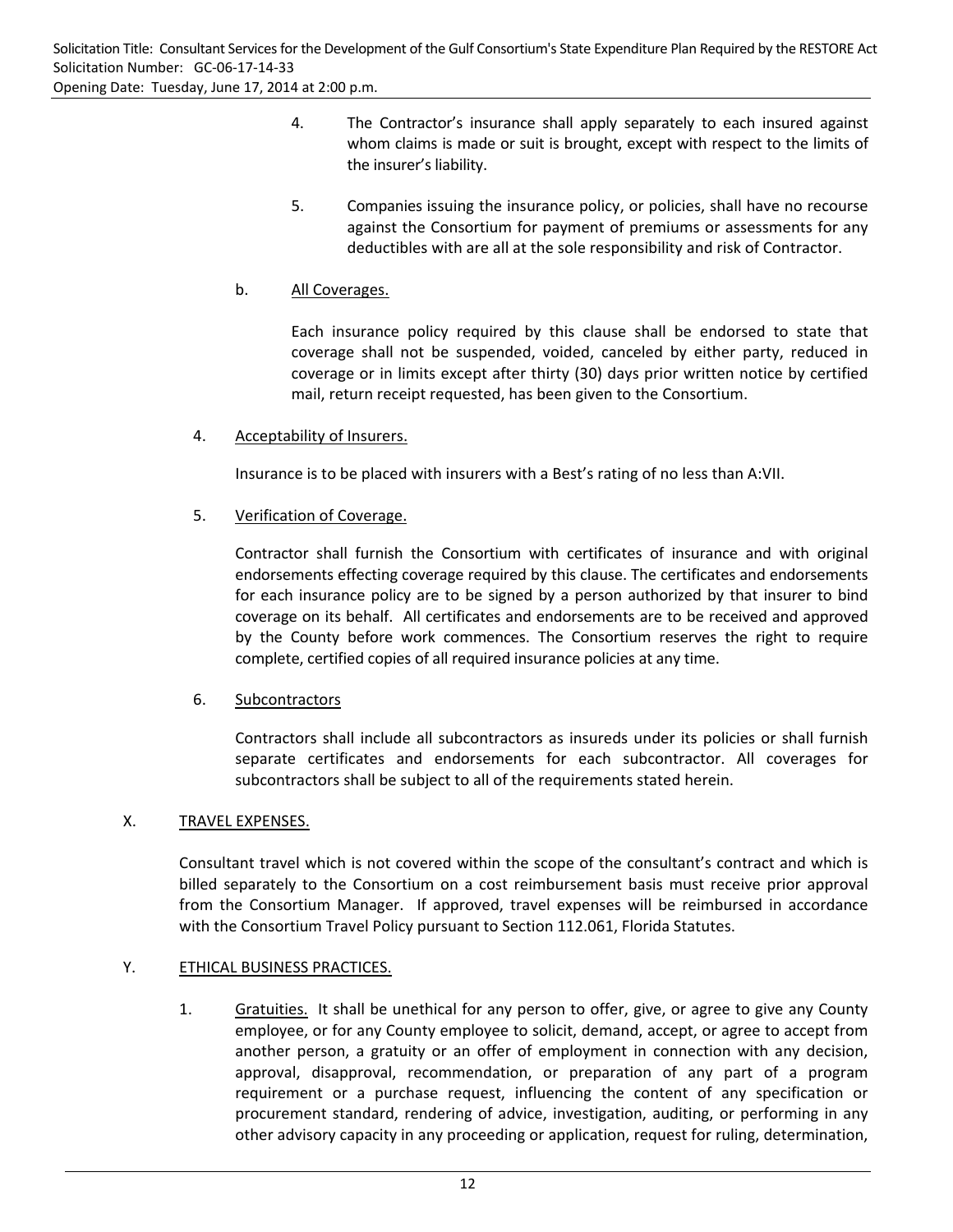4. The Contractor's insurance shall apply separately to each insured against whom claims is made or suit is brought, except with respect to the limits of the insurer's liability.

5. Companies issuing the insurance policy, or policies, shall have no recourse against the Consortium for payment of premiums or assessments for any deductibles with are all at the sole responsibility and risk of Contractor.

b. <u>All Coverages.</u>

Each insurance policy required by this clause shall be endorsed to state that coverage shall not be suspended, voided, canceled by either party, reduced in coverage or in limits except after thirty (30) days prior written notice by certified mail, return receipt requested, has been given to the Consortium.

4. <u>Acceptability of Insurers.</u>

Insurance is to be placed with insurers with a Best's rating of no less than A:VII.

5. <u>Verification of Coverage.</u>

Contractor shall furnish the Consortium with certificates of insurance and with original endorsements effecting coverage required by this clause. The certificates and endorsements for each insurance policy are to be signed by a person authorized by that insurer to bind coverage on its behalf. All certificates and endorsements are to be received and approved by the County before work commences. The Consortium reserves the right to require complete, certified copies of all required insurance policies at any time.

6. <u>Subcontractors</u>

Contractors shall include all subcontractors as insureds under its policies or shall furnish separate certificates and endorsements for each subcontractor. All coverages for subcontractors shall be subject to all of the requirements stated herein.

X. <u>TRAVEL EXPENSES.</u>

Consultant travel which is not covered within the scope of the consultant's contract and which is billed separately to the Consortium on a cost reimbursement basis must receive prior approval from the Consortium Manager. If approved, travel expenses will be reimbursed in accordance with the Consortium Travel Policy pursuant to Section 112.061, Florida Statutes.

Y. <u>ETHICAL BUSINESS PRACTICES.</u>

1. <u>Gratuities.</u> It shall be unethical for any person to offer, give, or agree to give any County employee, or for any County employee to solicit, demand, accept, or agree to accept from another person, a gratuity or an offer of employment in connection with any decision, approval, disapproval, recommendation, or preparation of any part of a program requirement or a purchase request, influencing the content of any specification or procurement standard, rendering of advice, investigation, auditing, or performing in any other advisory capacity in any proceeding or application, request for ruling, determination,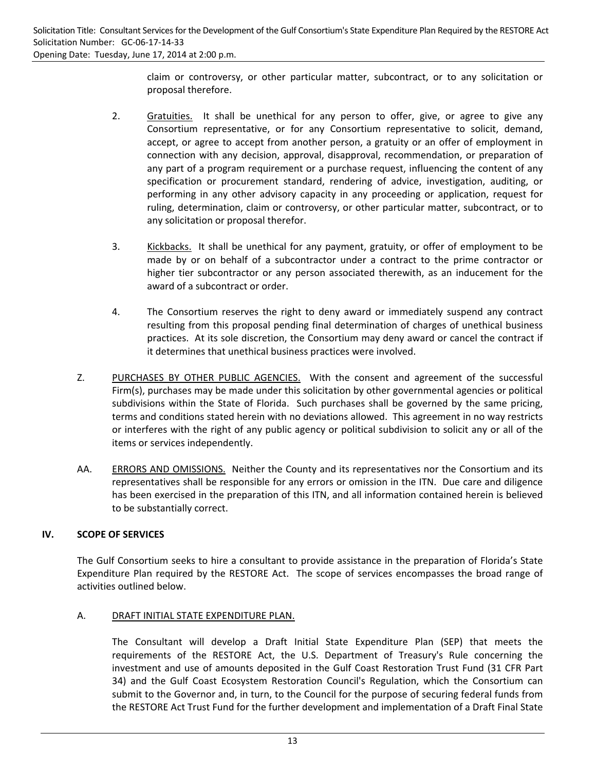claim or controversy, or other particular matter, subcontract, or to any solicitation or proposal therefore.

2. Gratuities. It shall be unethical for any person to offer, give, or agree to give any Consortium representative, or for any Consortium representative to solicit, demand, accept, or agree to accept from another person, a gratuity or an offer of employment in connection with any decision, approval, disapproval, recommendation, or preparation of any part of a program requirement or a purchase request, influencing the content of any specification or procurement standard, rendering of advice, investigation, auditing, or performing in any other advisory capacity in any proceeding or application, request for ruling, determination, claim or controversy, or other particular matter, subcontract, or to any solicitation or proposal therefor.

3. Kickbacks. It shall be unethical for any payment, gratuity, or offer of employment to be made by or on behalf of a subcontractor under a contract to the prime contractor or higher tier subcontractor or any person associated therewith, as an inducement for the award of a subcontract or order.

4. The Consortium reserves the right to deny award or immediately suspend any contract resulting from this proposal pending final determination of charges of unethical business practices. At its sole discretion, the Consortium may deny award or cancel the contract if it determines that unethical business practices were involved.

Z. PURCHASES BY OTHER PUBLIC AGENCIES. With the consent and agreement of the successful Firm(s), purchases may be made under this solicitation by other governmental agencies or political subdivisions within the State of Florida. Such purchases shall be governed by the same pricing, terms and conditions stated herein with no deviations allowed. This agreement in no way restricts or interferes with the right of any public agency or political subdivision to solicit any or all of the items or services independently.

AA. ERRORS AND OMISSIONS. Neither the County and its representatives nor the Consortium and its representatives shall be responsible for any errors or omission in the ITN. Due care and diligence has been exercised in the preparation of this ITN, and all information contained herein is believed to be substantially correct.

## IV. SCOPE OF SERVICES

The Gulf Consortium seeks to hire a consultant to provide assistance in the preparation of Florida's State Expenditure Plan required by the RESTORE Act. The scope of services encompasses the broad range of activities outlined below.

A. DRAFT INITIAL STATE EXPENDITURE PLAN.

The Consultant will develop a Draft Initial State Expenditure Plan (SEP) that meets the requirements of the RESTORE Act, the U.S. Department of Treasury's Rule concerning the investment and use of amounts deposited in the Gulf Coast Restoration Trust Fund (31 CFR Part 34) and the Gulf Coast Ecosystem Restoration Council's Regulation, which the Consortium can submit to the Governor and, in turn, to the Council for the purpose of securing federal funds from the RESTORE Act Trust Fund for the further development and implementation of a Draft Final State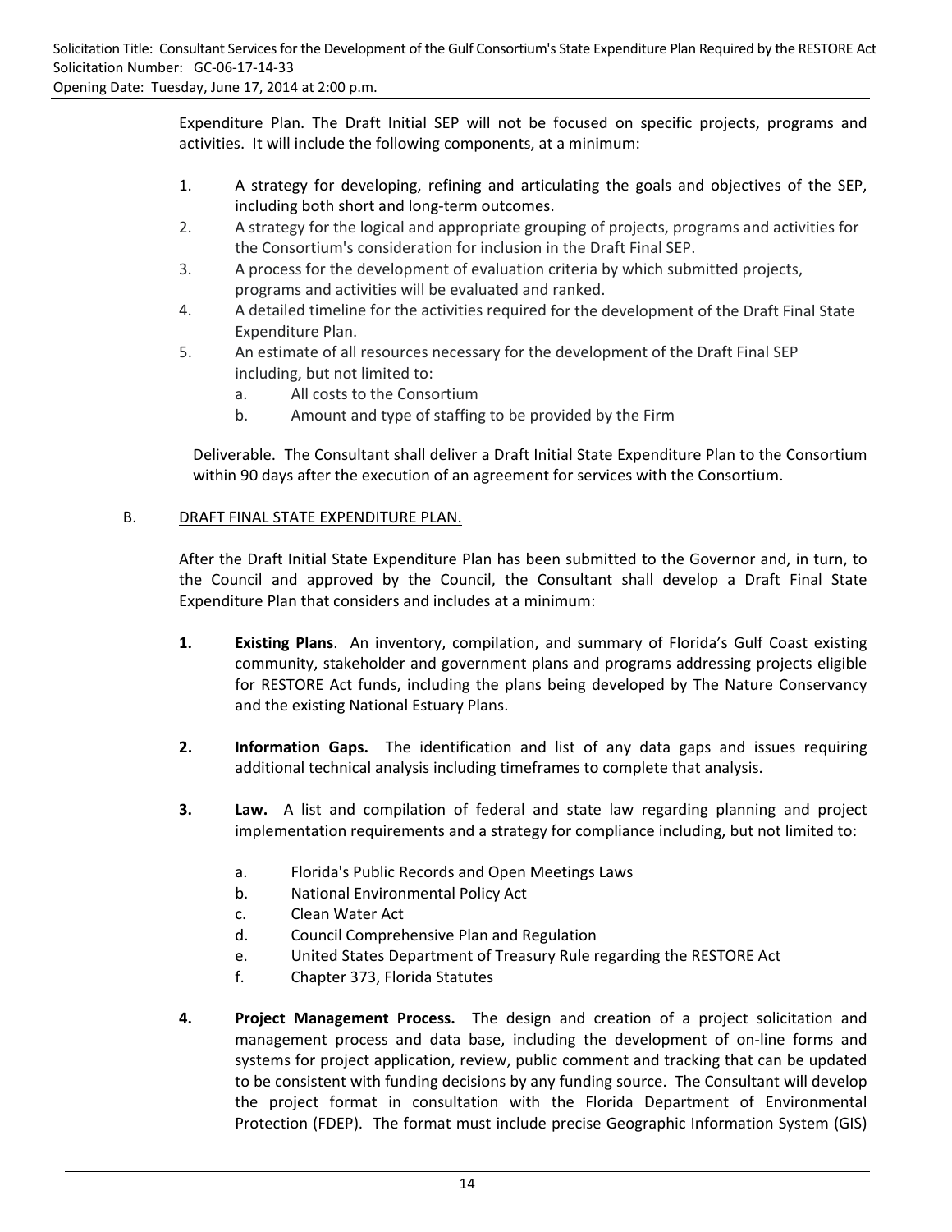Expenditure Plan. The Draft Initial SEP will not be focused on specific projects, programs and activities. It will include the following components, at a minimum:

1. A strategy for developing, refining and articulating the goals and objectives of the SEP, including both short and long-term outcomes.
2. A strategy for the logical and appropriate grouping of projects, programs and activities for the Consortium's consideration for inclusion in the Draft Final SEP.
3. A process for the development of evaluation criteria by which submitted projects, programs and activities will be evaluated and ranked.
4. A detailed timeline for the activities required for the development of the Draft Final State Expenditure Plan.
5. An estimate of all resources necessary for the development of the Draft Final SEP including, but not limited to:
   a. All costs to the Consortium
   b. Amount and type of staffing to be provided by the Firm

Deliverable. The Consultant shall deliver a Draft Initial State Expenditure Plan to the Consortium within 90 days after the execution of an agreement for services with the Consortium.

B. <u>DRAFT FINAL STATE EXPENDITURE PLAN.</u>

After the Draft Initial State Expenditure Plan has been submitted to the Governor and, in turn, to the Council and approved by the Council, the Consultant shall develop a Draft Final State Expenditure Plan that considers and includes at a minimum:

**1. Existing Plans**. An inventory, compilation, and summary of Florida's Gulf Coast existing community, stakeholder and government plans and programs addressing projects eligible for RESTORE Act funds, including the plans being developed by The Nature Conservancy and the existing National Estuary Plans.

**2. Information Gaps.** The identification and list of any data gaps and issues requiring additional technical analysis including timeframes to complete that analysis.

**3. Law.** A list and compilation of federal and state law regarding planning and project implementation requirements and a strategy for compliance including, but not limited to:

   a. Florida's Public Records and Open Meetings Laws
   b. National Environmental Policy Act
   c. Clean Water Act
   d. Council Comprehensive Plan and Regulation
   e. United States Department of Treasury Rule regarding the RESTORE Act
   f. Chapter 373, Florida Statutes

**4. Project Management Process.** The design and creation of a project solicitation and management process and data base, including the development of on-line forms and systems for project application, review, public comment and tracking that can be updated to be consistent with funding decisions by any funding source. The Consultant will develop the project format in consultation with the Florida Department of Environmental Protection (FDEP). The format must include precise Geographic Information System (GIS)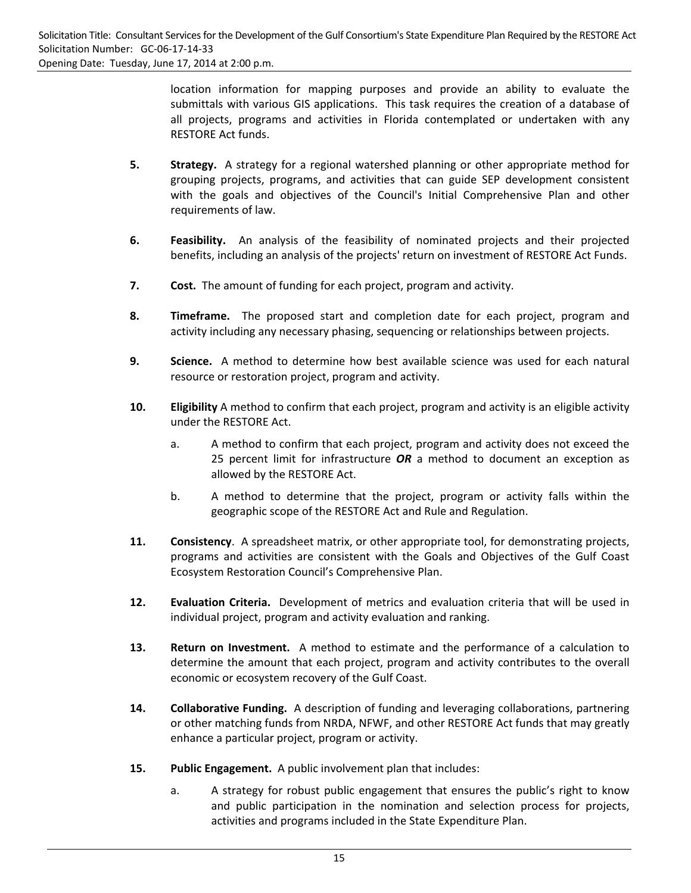location information for mapping purposes and provide an ability to evaluate the submittals with various GIS applications. This task requires the creation of a database of all projects, programs and activities in Florida contemplated or undertaken with any RESTORE Act funds.

5. **Strategy.** A strategy for a regional watershed planning or other appropriate method for grouping projects, programs, and activities that can guide SEP development consistent with the goals and objectives of the Council's Initial Comprehensive Plan and other requirements of law.

6. **Feasibility.** An analysis of the feasibility of nominated projects and their projected benefits, including an analysis of the projects' return on investment of RESTORE Act Funds.

7. **Cost.** The amount of funding for each project, program and activity.

8. **Timeframe.** The proposed start and completion date for each project, program and activity including any necessary phasing, sequencing or relationships between projects.

9. **Science.** A method to determine how best available science was used for each natural resource or restoration project, program and activity.

10. **Eligibility** A method to confirm that each project, program and activity is an eligible activity under the RESTORE Act.

    a. A method to confirm that each project, program and activity does not exceed the 25 percent limit for infrastructure ***OR*** a method to document an exception as allowed by the RESTORE Act.

    b. A method to determine that the project, program or activity falls within the geographic scope of the RESTORE Act and Rule and Regulation.

11. **Consistency**. A spreadsheet matrix, or other appropriate tool, for demonstrating projects, programs and activities are consistent with the Goals and Objectives of the Gulf Coast Ecosystem Restoration Council's Comprehensive Plan.

12. **Evaluation Criteria.** Development of metrics and evaluation criteria that will be used in individual project, program and activity evaluation and ranking.

13. **Return on Investment.** A method to estimate and the performance of a calculation to determine the amount that each project, program and activity contributes to the overall economic or ecosystem recovery of the Gulf Coast.

14. **Collaborative Funding.** A description of funding and leveraging collaborations, partnering or other matching funds from NRDA, NFWF, and other RESTORE Act funds that may greatly enhance a particular project, program or activity.

15. **Public Engagement.** A public involvement plan that includes:

    a. A strategy for robust public engagement that ensures the public's right to know and public participation in the nomination and selection process for projects, activities and programs included in the State Expenditure Plan.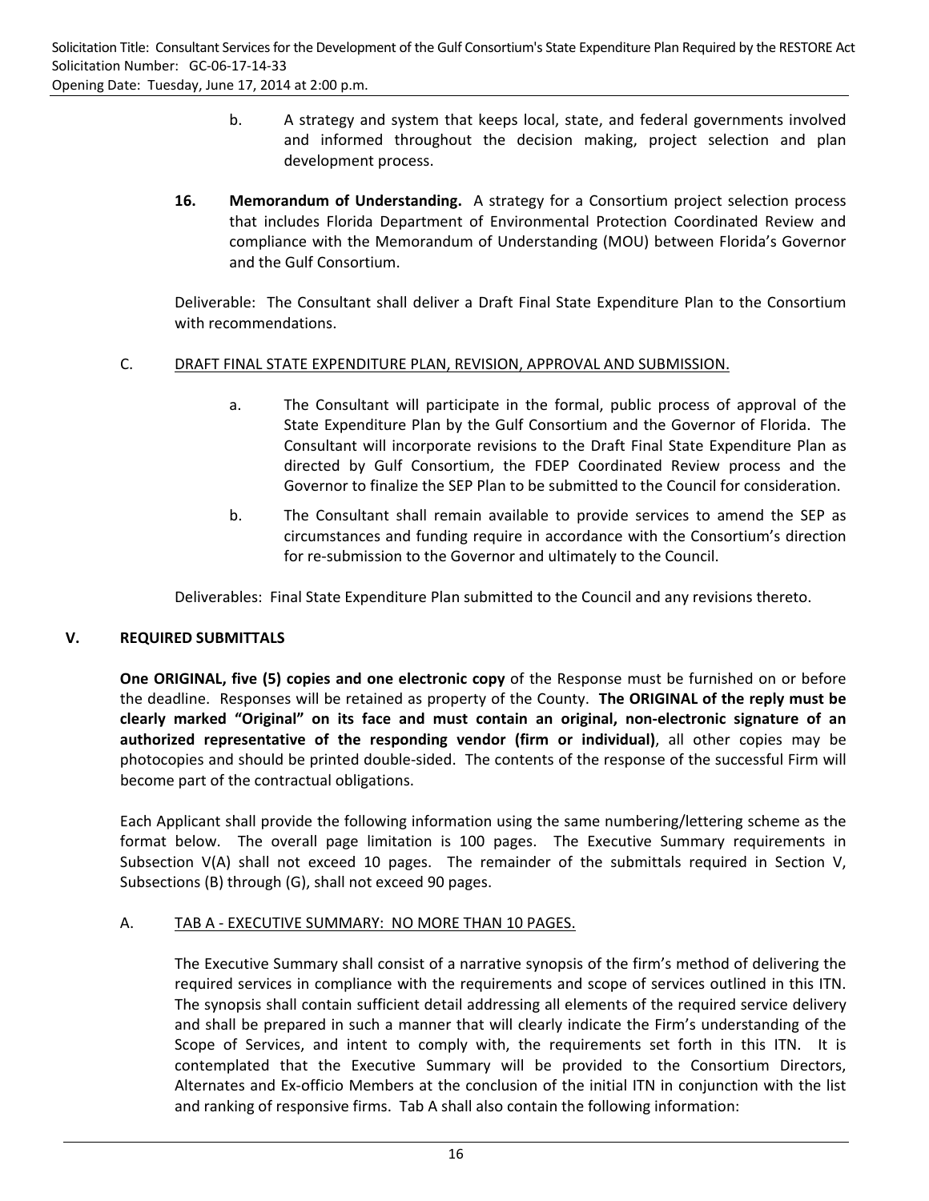b. A strategy and system that keeps local, state, and federal governments involved and informed throughout the decision making, project selection and plan development process.

**16. Memorandum of Understanding.** A strategy for a Consortium project selection process that includes Florida Department of Environmental Protection Coordinated Review and compliance with the Memorandum of Understanding (MOU) between Florida's Governor and the Gulf Consortium.

Deliverable: The Consultant shall deliver a Draft Final State Expenditure Plan to the Consortium with recommendations.

C. <u>DRAFT FINAL STATE EXPENDITURE PLAN, REVISION, APPROVAL AND SUBMISSION.</u>

a. The Consultant will participate in the formal, public process of approval of the State Expenditure Plan by the Gulf Consortium and the Governor of Florida. The Consultant will incorporate revisions to the Draft Final State Expenditure Plan as directed by Gulf Consortium, the FDEP Coordinated Review process and the Governor to finalize the SEP Plan to be submitted to the Council for consideration.

b. The Consultant shall remain available to provide services to amend the SEP as circumstances and funding require in accordance with the Consortium's direction for re-submission to the Governor and ultimately to the Council.

Deliverables: Final State Expenditure Plan submitted to the Council and any revisions thereto.

## V. REQUIRED SUBMITTALS

**One ORIGINAL, five (5) copies and one electronic copy** of the Response must be furnished on or before the deadline. Responses will be retained as property of the County. **The ORIGINAL of the reply must be clearly marked "Original" on its face and must contain an original, non-electronic signature of an authorized representative of the responding vendor (firm or individual)**, all other copies may be photocopies and should be printed double-sided. The contents of the response of the successful Firm will become part of the contractual obligations.

Each Applicant shall provide the following information using the same numbering/lettering scheme as the format below. The overall page limitation is 100 pages. The Executive Summary requirements in Subsection V(A) shall not exceed 10 pages. The remainder of the submittals required in Section V, Subsections (B) through (G), shall not exceed 90 pages.

A. <u>TAB A - EXECUTIVE SUMMARY: NO MORE THAN 10 PAGES.</u>

The Executive Summary shall consist of a narrative synopsis of the firm's method of delivering the required services in compliance with the requirements and scope of services outlined in this ITN. The synopsis shall contain sufficient detail addressing all elements of the required service delivery and shall be prepared in such a manner that will clearly indicate the Firm's understanding of the Scope of Services, and intent to comply with, the requirements set forth in this ITN. It is contemplated that the Executive Summary will be provided to the Consortium Directors, Alternates and Ex-officio Members at the conclusion of the initial ITN in conjunction with the list and ranking of responsive firms. Tab A shall also contain the following information: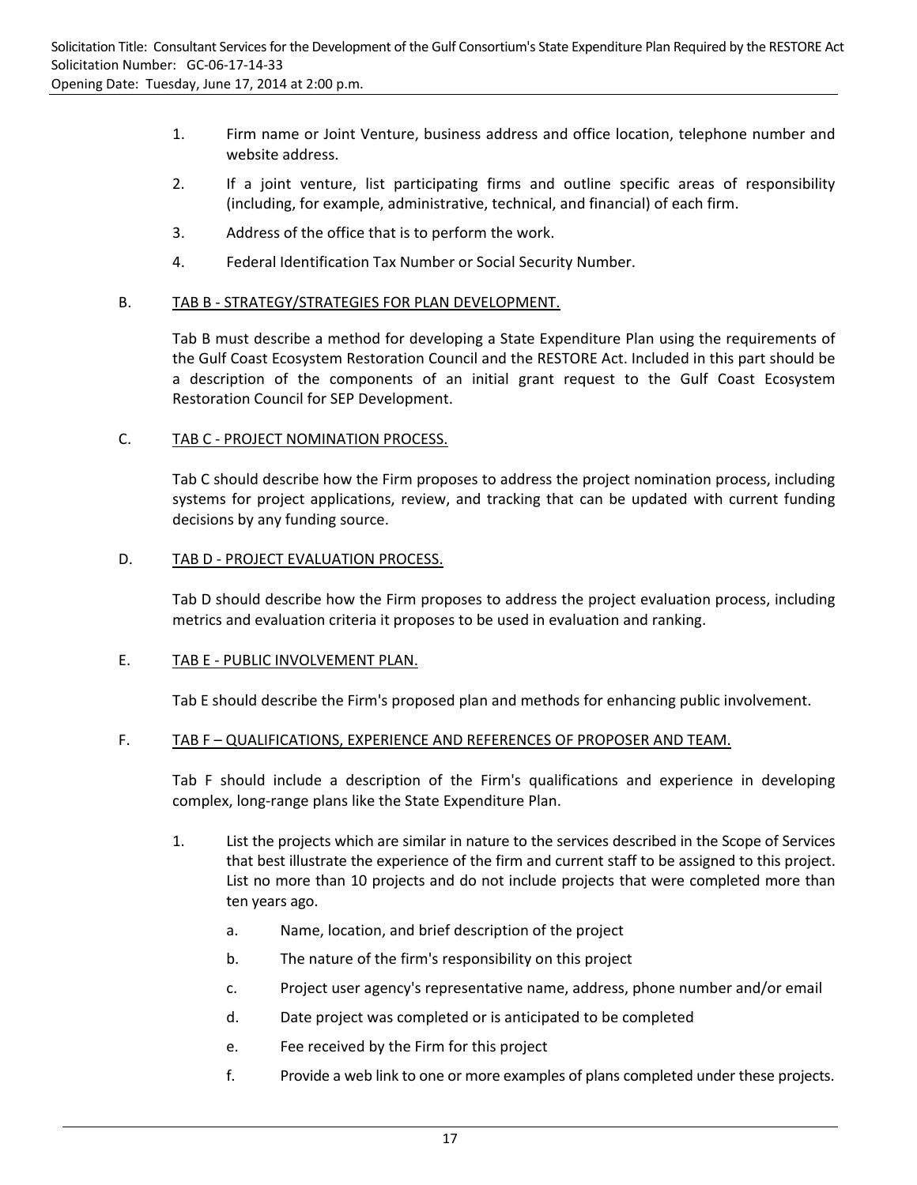1. Firm name or Joint Venture, business address and office location, telephone number and website address.
2. If a joint venture, list participating firms and outline specific areas of responsibility (including, for example, administrative, technical, and financial) of each firm.
3. Address of the office that is to perform the work.
4. Federal Identification Tax Number or Social Security Number.

B. TAB B - STRATEGY/STRATEGIES FOR PLAN DEVELOPMENT.

Tab B must describe a method for developing a State Expenditure Plan using the requirements of the Gulf Coast Ecosystem Restoration Council and the RESTORE Act. Included in this part should be a description of the components of an initial grant request to the Gulf Coast Ecosystem Restoration Council for SEP Development.

C. TAB C - PROJECT NOMINATION PROCESS.

Tab C should describe how the Firm proposes to address the project nomination process, including systems for project applications, review, and tracking that can be updated with current funding decisions by any funding source.

D. TAB D - PROJECT EVALUATION PROCESS.

Tab D should describe how the Firm proposes to address the project evaluation process, including metrics and evaluation criteria it proposes to be used in evaluation and ranking.

E. TAB E - PUBLIC INVOLVEMENT PLAN.

Tab E should describe the Firm's proposed plan and methods for enhancing public involvement.

F. TAB F – QUALIFICATIONS, EXPERIENCE AND REFERENCES OF PROPOSER AND TEAM.

Tab F should include a description of the Firm's qualifications and experience in developing complex, long-range plans like the State Expenditure Plan.

1. List the projects which are similar in nature to the services described in the Scope of Services that best illustrate the experience of the firm and current staff to be assigned to this project. List no more than 10 projects and do not include projects that were completed more than ten years ago.
   a. Name, location, and brief description of the project
   b. The nature of the firm's responsibility on this project
   c. Project user agency's representative name, address, phone number and/or email
   d. Date project was completed or is anticipated to be completed
   e. Fee received by the Firm for this project
   f. Provide a web link to one or more examples of plans completed under these projects.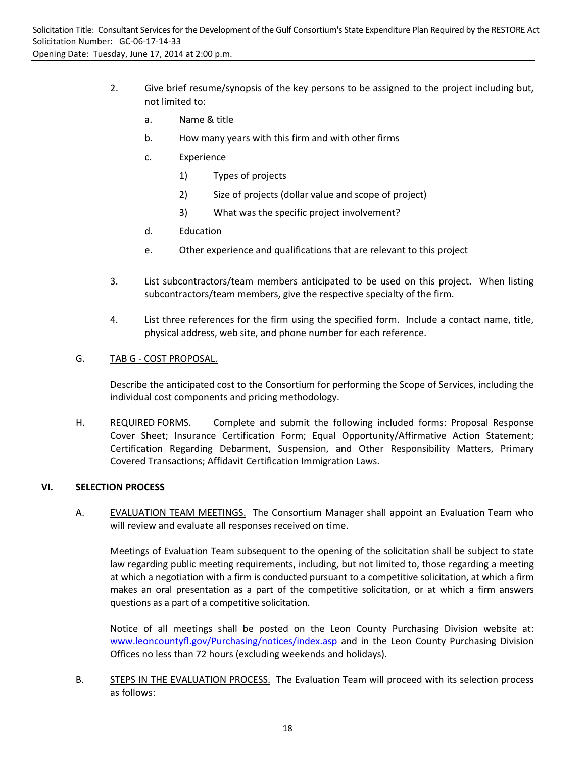2. Give brief resume/synopsis of the key persons to be assigned to the project including but, not limited to:

   a. Name & title

   b. How many years with this firm and with other firms

   c. Experience

      1) Types of projects

      2) Size of projects (dollar value and scope of project)

      3) What was the specific project involvement?

   d. Education

   e. Other experience and qualifications that are relevant to this project

3. List subcontractors/team members anticipated to be used on this project. When listing subcontractors/team members, give the respective specialty of the firm.

4. List three references for the firm using the specified form. Include a contact name, title, physical address, web site, and phone number for each reference.

G. <u>TAB G - COST PROPOSAL.</u>

Describe the anticipated cost to the Consortium for performing the Scope of Services, including the individual cost components and pricing methodology.

H. <u>REQUIRED FORMS.</u> Complete and submit the following included forms: Proposal Response Cover Sheet; Insurance Certification Form; Equal Opportunity/Affirmative Action Statement; Certification Regarding Debarment, Suspension, and Other Responsibility Matters, Primary Covered Transactions; Affidavit Certification Immigration Laws.

## VI. SELECTION PROCESS

A. <u>EVALUATION TEAM MEETINGS.</u> The Consortium Manager shall appoint an Evaluation Team who will review and evaluate all responses received on time.

Meetings of Evaluation Team subsequent to the opening of the solicitation shall be subject to state law regarding public meeting requirements, including, but not limited to, those regarding a meeting at which a negotiation with a firm is conducted pursuant to a competitive solicitation, at which a firm makes an oral presentation as a part of the competitive solicitation, or at which a firm answers questions as a part of a competitive solicitation.

Notice of all meetings shall be posted on the Leon County Purchasing Division website at: www.leoncountyfl.gov/Purchasing/notices/index.asp and in the Leon County Purchasing Division Offices no less than 72 hours (excluding weekends and holidays).

B. <u>STEPS IN THE EVALUATION PROCESS.</u> The Evaluation Team will proceed with its selection process as follows: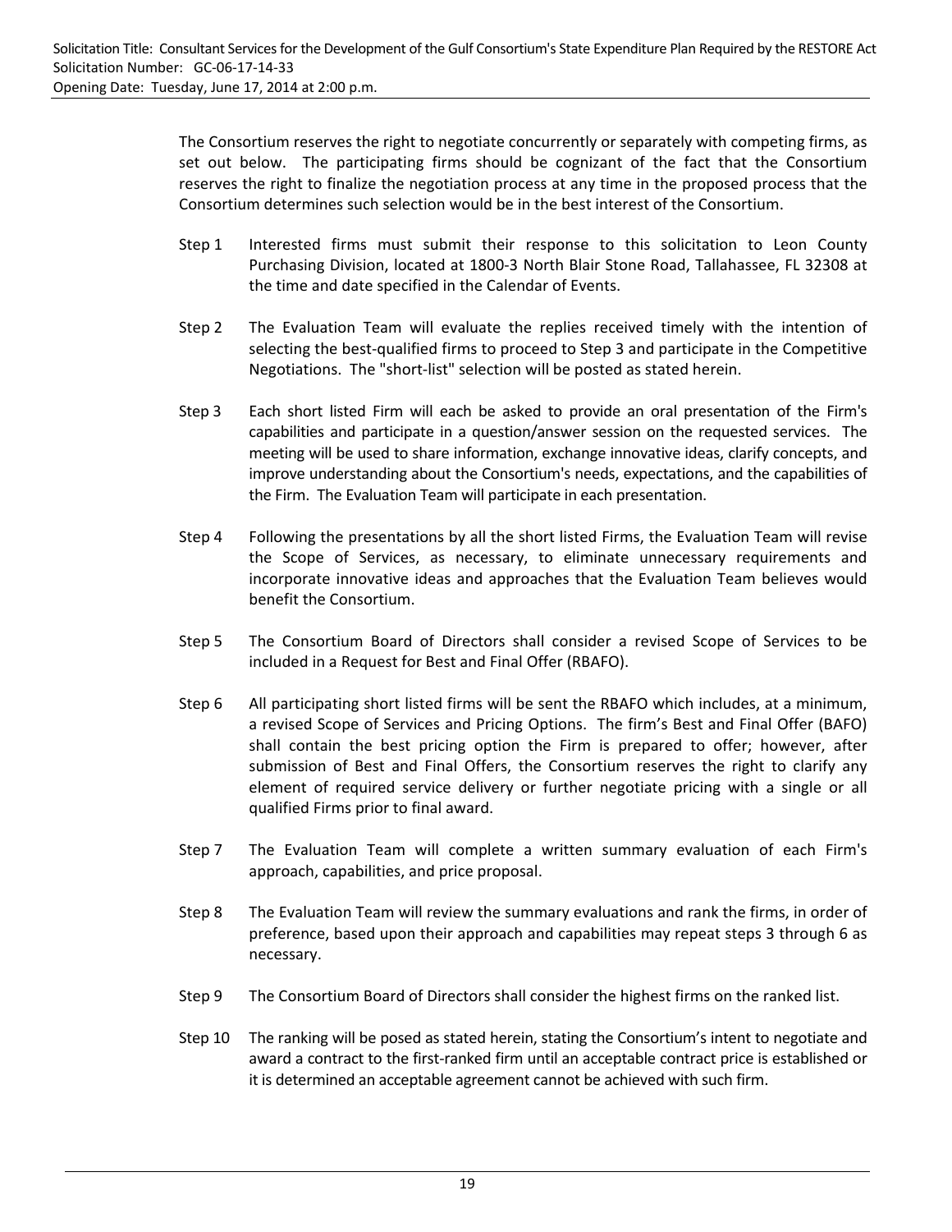The Consortium reserves the right to negotiate concurrently or separately with competing firms, as set out below. The participating firms should be cognizant of the fact that the Consortium reserves the right to finalize the negotiation process at any time in the proposed process that the Consortium determines such selection would be in the best interest of the Consortium.

Step 1 Interested firms must submit their response to this solicitation to Leon County Purchasing Division, located at 1800-3 North Blair Stone Road, Tallahassee, FL 32308 at the time and date specified in the Calendar of Events.

Step 2 The Evaluation Team will evaluate the replies received timely with the intention of selecting the best-qualified firms to proceed to Step 3 and participate in the Competitive Negotiations. The "short-list" selection will be posted as stated herein.

Step 3 Each short listed Firm will each be asked to provide an oral presentation of the Firm's capabilities and participate in a question/answer session on the requested services. The meeting will be used to share information, exchange innovative ideas, clarify concepts, and improve understanding about the Consortium's needs, expectations, and the capabilities of the Firm. The Evaluation Team will participate in each presentation.

Step 4 Following the presentations by all the short listed Firms, the Evaluation Team will revise the Scope of Services, as necessary, to eliminate unnecessary requirements and incorporate innovative ideas and approaches that the Evaluation Team believes would benefit the Consortium.

Step 5 The Consortium Board of Directors shall consider a revised Scope of Services to be included in a Request for Best and Final Offer (RBAFO).

Step 6 All participating short listed firms will be sent the RBAFO which includes, at a minimum, a revised Scope of Services and Pricing Options. The firm's Best and Final Offer (BAFO) shall contain the best pricing option the Firm is prepared to offer; however, after submission of Best and Final Offers, the Consortium reserves the right to clarify any element of required service delivery or further negotiate pricing with a single or all qualified Firms prior to final award.

Step 7 The Evaluation Team will complete a written summary evaluation of each Firm's approach, capabilities, and price proposal.

Step 8 The Evaluation Team will review the summary evaluations and rank the firms, in order of preference, based upon their approach and capabilities may repeat steps 3 through 6 as necessary.

Step 9 The Consortium Board of Directors shall consider the highest firms on the ranked list.

Step 10 The ranking will be posed as stated herein, stating the Consortium's intent to negotiate and award a contract to the first-ranked firm until an acceptable contract price is established or it is determined an acceptable agreement cannot be achieved with such firm.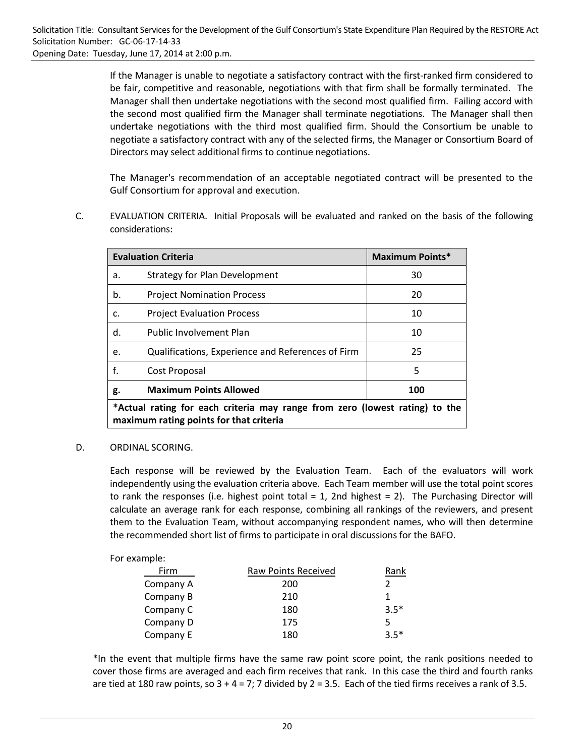If the Manager is unable to negotiate a satisfactory contract with the first-ranked firm considered to be fair, competitive and reasonable, negotiations with that firm shall be formally terminated. The Manager shall then undertake negotiations with the second most qualified firm. Failing accord with the second most qualified firm the Manager shall terminate negotiations. The Manager shall then undertake negotiations with the third most qualified firm. Should the Consortium be unable to negotiate a satisfactory contract with any of the selected firms, the Manager or Consortium Board of Directors may select additional firms to continue negotiations.

The Manager's recommendation of an acceptable negotiated contract will be presented to the Gulf Consortium for approval and execution.

C. EVALUATION CRITERIA. Initial Proposals will be evaluated and ranked on the basis of the following considerations:

| **Evaluation Criteria** | | **Maximum Points*** |
|---|---|---|
| a. | Strategy for Plan Development | 30 |
| b. | Project Nomination Process | 20 |
| c. | Project Evaluation Process | 10 |
| d. | Public Involvement Plan | 10 |
| e. | Qualifications, Experience and References of Firm | 25 |
| f. | Cost Proposal | 5 |
| **g.** | **Maximum Points Allowed** | **100** |
| ***Actual rating for each criteria may range from zero (lowest rating) to the maximum rating points for that criteria** | | |

D. ORDINAL SCORING.

Each response will be reviewed by the Evaluation Team. Each of the evaluators will work independently using the evaluation criteria above. Each Team member will use the total point scores to rank the responses (i.e. highest point total = 1, 2nd highest = 2). The Purchasing Director will calculate an average rank for each response, combining all rankings of the reviewers, and present them to the Evaluation Team, without accompanying respondent names, who will then determine the recommended short list of firms to participate in oral discussions for the BAFO.

For example:

| Firm | Raw Points Received | Rank |
|---|---|---|
| Company A | 200 | 2 |
| Company B | 210 | 1 |
| Company C | 180 | 3.5* |
| Company D | 175 | 5 |
| Company E | 180 | 3.5* |

*In the event that multiple firms have the same raw point score point, the rank positions needed to cover those firms are averaged and each firm receives that rank. In this case the third and fourth ranks are tied at 180 raw points, so 3 + 4 = 7; 7 divided by 2 = 3.5. Each of the tied firms receives a rank of 3.5.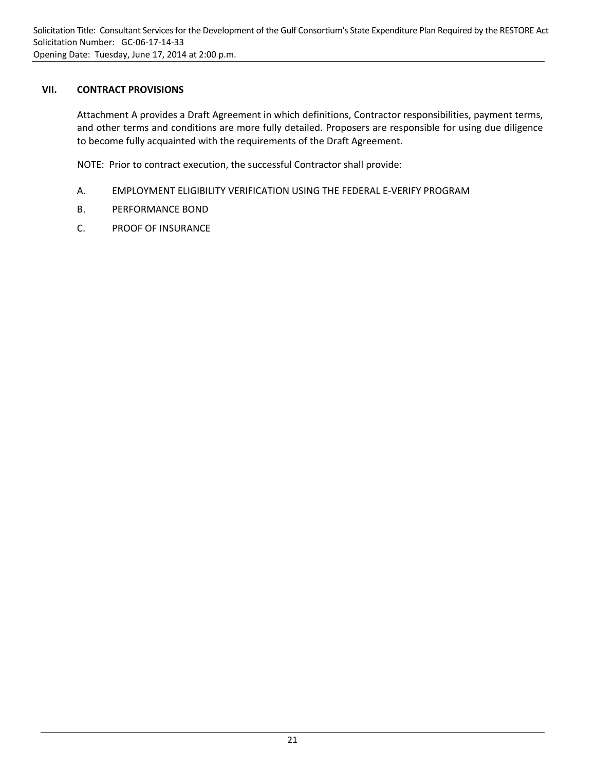## VII. CONTRACT PROVISIONS

Attachment A provides a Draft Agreement in which definitions, Contractor responsibilities, payment terms, and other terms and conditions are more fully detailed. Proposers are responsible for using due diligence to become fully acquainted with the requirements of the Draft Agreement.

NOTE: Prior to contract execution, the successful Contractor shall provide:

A. EMPLOYMENT ELIGIBILITY VERIFICATION USING THE FEDERAL E-VERIFY PROGRAM

B. PERFORMANCE BOND

C. PROOF OF INSURANCE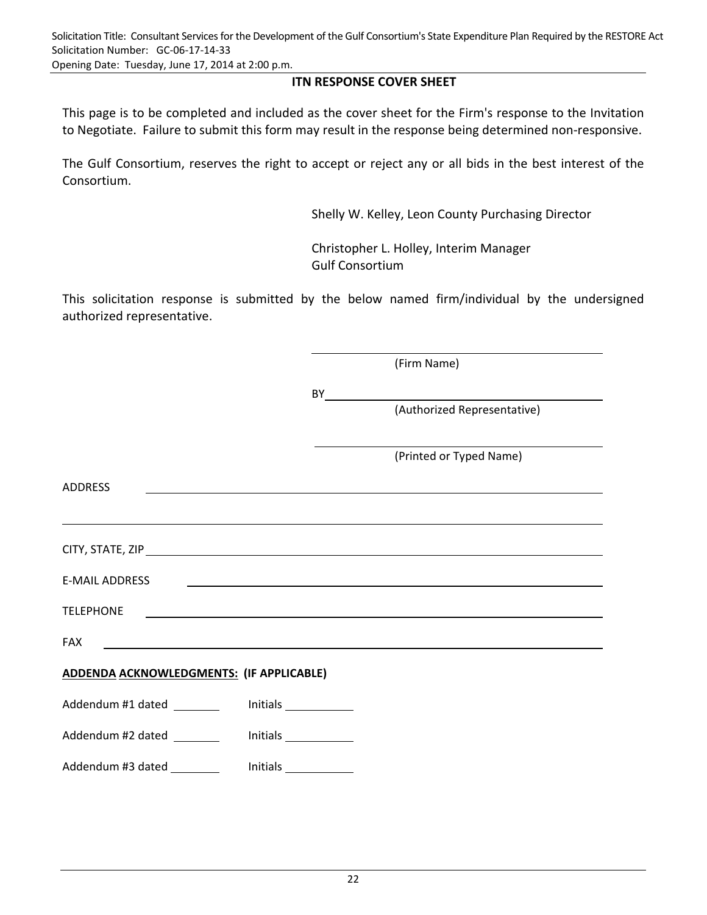## ITN RESPONSE COVER SHEET

This page is to be completed and included as the cover sheet for the Firm's response to the Invitation to Negotiate. Failure to submit this form may result in the response being determined non-responsive.

The Gulf Consortium, reserves the right to accept or reject any or all bids in the best interest of the Consortium.

Shelly W. Kelley, Leon County Purchasing Director

Christopher L. Holley, Interim Manager
Gulf Consortium

This solicitation response is submitted by the below named firm/individual by the undersigned authorized representative.

\_\_\_\_\_\_\_\_\_\_\_\_\_\_\_\_\_\_\_\_\_\_\_\_\_\_\_\_\_\_\_\_\_\_\_\_\_\_\_\_
(Firm Name)

BY\_\_\_\_\_\_\_\_\_\_\_\_\_\_\_\_\_\_\_\_\_\_\_\_\_\_\_\_\_\_\_\_\_\_\_\_\_\_
(Authorized Representative)

\_\_\_\_\_\_\_\_\_\_\_\_\_\_\_\_\_\_\_\_\_\_\_\_\_\_\_\_\_\_\_\_\_\_\_\_\_\_\_\_
(Printed or Typed Name)

ADDRESS \_\_\_\_\_\_\_\_\_\_\_\_\_\_\_\_\_\_\_\_\_\_\_\_\_\_\_\_\_\_\_\_\_\_\_\_\_\_\_\_\_\_\_\_\_\_\_\_\_\_\_\_\_\_\_\_\_\_

\_\_\_\_\_\_\_\_\_\_\_\_\_\_\_\_\_\_\_\_\_\_\_\_\_\_\_\_\_\_\_\_\_\_\_\_\_\_\_\_\_\_\_\_\_\_\_\_\_\_\_\_\_\_\_\_\_\_\_\_\_\_\_\_\_\_

CITY, STATE, ZIP \_\_\_\_\_\_\_\_\_\_\_\_\_\_\_\_\_\_\_\_\_\_\_\_\_\_\_\_\_\_\_\_\_\_\_\_\_\_\_\_\_\_\_\_\_\_\_\_\_\_\_

E-MAIL ADDRESS \_\_\_\_\_\_\_\_\_\_\_\_\_\_\_\_\_\_\_\_\_\_\_\_\_\_\_\_\_\_\_\_\_\_\_\_\_\_\_\_\_\_\_\_\_\_\_\_\_

TELEPHONE \_\_\_\_\_\_\_\_\_\_\_\_\_\_\_\_\_\_\_\_\_\_\_\_\_\_\_\_\_\_\_\_\_\_\_\_\_\_\_\_\_\_\_\_\_\_\_\_\_\_\_\_\_\_

FAX \_\_\_\_\_\_\_\_\_\_\_\_\_\_\_\_\_\_\_\_\_\_\_\_\_\_\_\_\_\_\_\_\_\_\_\_\_\_\_\_\_\_\_\_\_\_\_\_\_\_\_\_\_\_\_\_\_\_\_\_\_\_

**ADDENDA ACKNOWLEDGMENTS: (IF APPLICABLE)**

Addendum #1 dated \_\_\_\_\_\_\_\_ Initials \_\_\_\_\_\_\_\_\_\_\_

Addendum #2 dated \_\_\_\_\_\_\_\_ Initials \_\_\_\_\_\_\_\_\_\_\_

Addendum #3 dated \_\_\_\_\_\_\_\_ Initials \_\_\_\_\_\_\_\_\_\_\_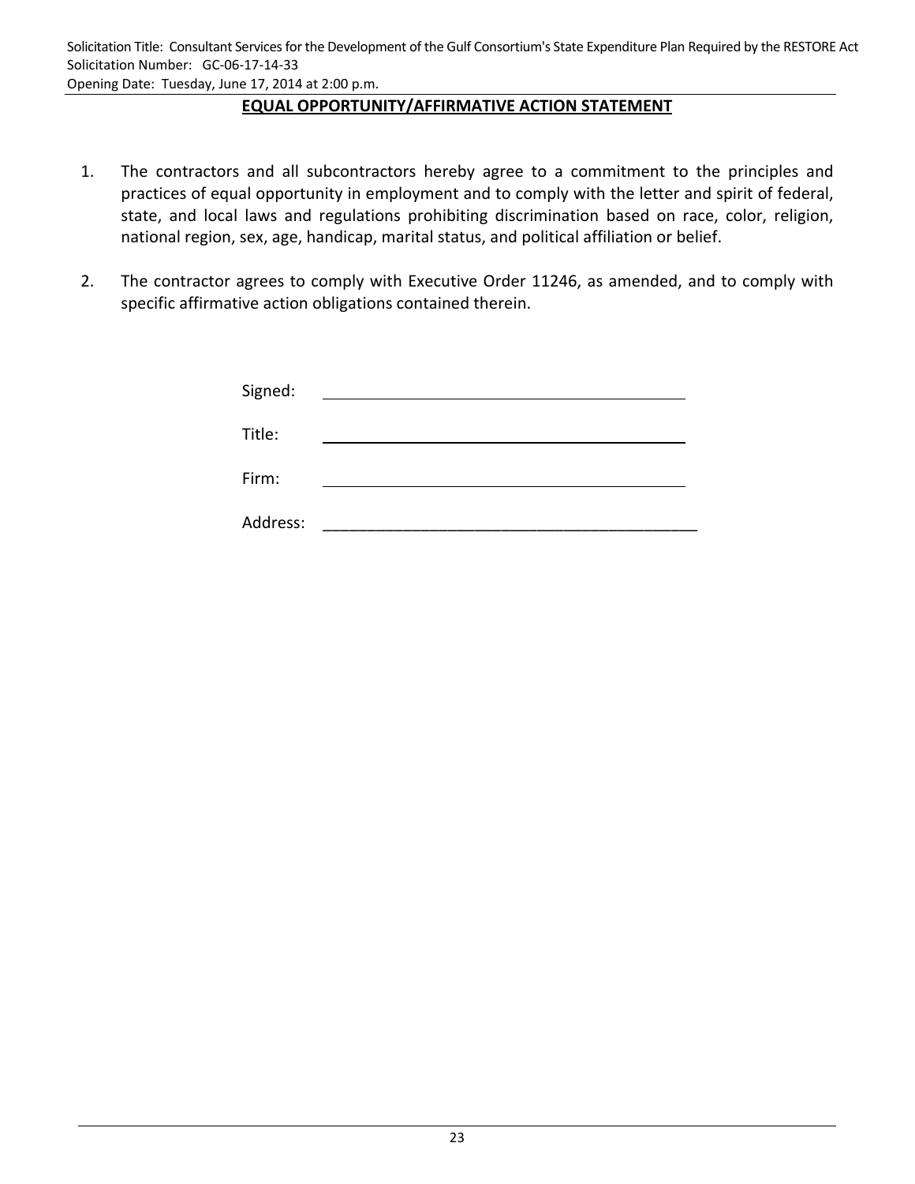## EQUAL OPPORTUNITY/AFFIRMATIVE ACTION STATEMENT

1. The contractors and all subcontractors hereby agree to a commitment to the principles and practices of equal opportunity in employment and to comply with the letter and spirit of federal, state, and local laws and regulations prohibiting discrimination based on race, color, religion, national region, sex, age, handicap, marital status, and political affiliation or belief.

2. The contractor agrees to comply with Executive Order 11246, as amended, and to comply with specific affirmative action obligations contained therein.

Signed: ___________________________________________

Title: ___________________________________________

Firm: ___________________________________________

Address: ___________________________________________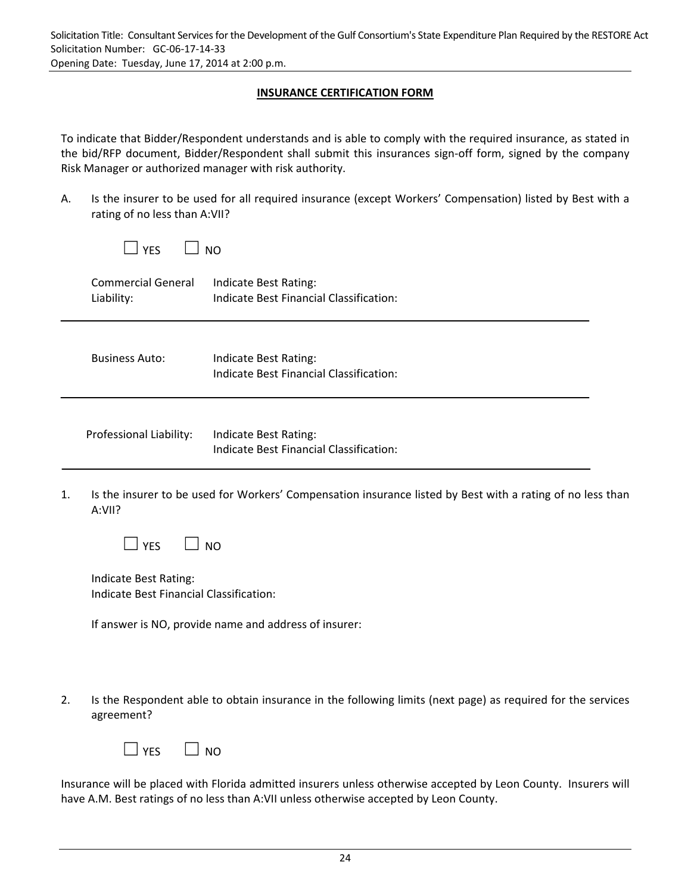## INSURANCE CERTIFICATION FORM

To indicate that Bidder/Respondent understands and is able to comply with the required insurance, as stated in the bid/RFP document, Bidder/Respondent shall submit this insurances sign-off form, signed by the company Risk Manager or authorized manager with risk authority.

A. Is the insurer to be used for all required insurance (except Workers' Compensation) listed by Best with a rating of no less than A:VII?

☐ YES ☐ NO

Commercial General Liability: Indicate Best Rating:
Indicate Best Financial Classification:

---

Business Auto: Indicate Best Rating:
Indicate Best Financial Classification:

---

Professional Liability: Indicate Best Rating:
Indicate Best Financial Classification:

---

1. Is the insurer to be used for Workers' Compensation insurance listed by Best with a rating of no less than A:VII?

   ☐ YES ☐ NO

   Indicate Best Rating:
   Indicate Best Financial Classification:

   If answer is NO, provide name and address of insurer:

2. Is the Respondent able to obtain insurance in the following limits (next page) as required for the services agreement?

   ☐ YES ☐ NO

Insurance will be placed with Florida admitted insurers unless otherwise accepted by Leon County. Insurers will have A.M. Best ratings of no less than A:VII unless otherwise accepted by Leon County.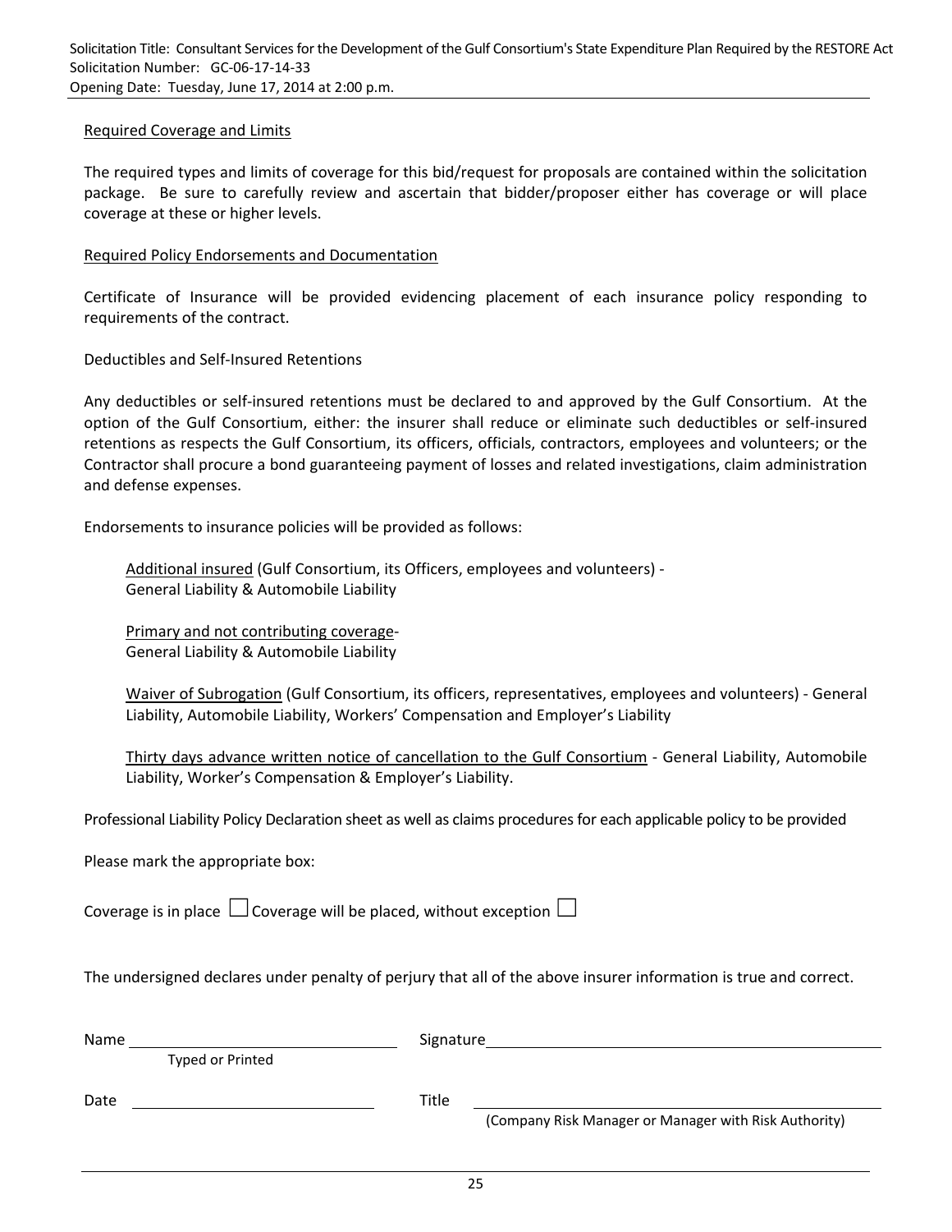Required Coverage and Limits

The required types and limits of coverage for this bid/request for proposals are contained within the solicitation package. Be sure to carefully review and ascertain that bidder/proposer either has coverage or will place coverage at these or higher levels.

Required Policy Endorsements and Documentation

Certificate of Insurance will be provided evidencing placement of each insurance policy responding to requirements of the contract.

Deductibles and Self-Insured Retentions

Any deductibles or self-insured retentions must be declared to and approved by the Gulf Consortium. At the option of the Gulf Consortium, either: the insurer shall reduce or eliminate such deductibles or self-insured retentions as respects the Gulf Consortium, its officers, officials, contractors, employees and volunteers; or the Contractor shall procure a bond guaranteeing payment of losses and related investigations, claim administration and defense expenses.

Endorsements to insurance policies will be provided as follows:

> Additional insured (Gulf Consortium, its Officers, employees and volunteers) -
> General Liability & Automobile Liability
>
> Primary and not contributing coverage-
> General Liability & Automobile Liability
>
> Waiver of Subrogation (Gulf Consortium, its officers, representatives, employees and volunteers) - General Liability, Automobile Liability, Workers' Compensation and Employer's Liability
>
> Thirty days advance written notice of cancellation to the Gulf Consortium - General Liability, Automobile Liability, Worker's Compensation & Employer's Liability.

Professional Liability Policy Declaration sheet as well as claims procedures for each applicable policy to be provided

Please mark the appropriate box:

Coverage is in place ☐ Coverage will be placed, without exception ☐

The undersigned declares under penalty of perjury that all of the above insurer information is true and correct.

Name ______________________________ Signature ______________________________
Typed or Printed

Date ______________________________ Title ______________________________
(Company Risk Manager or Manager with Risk Authority)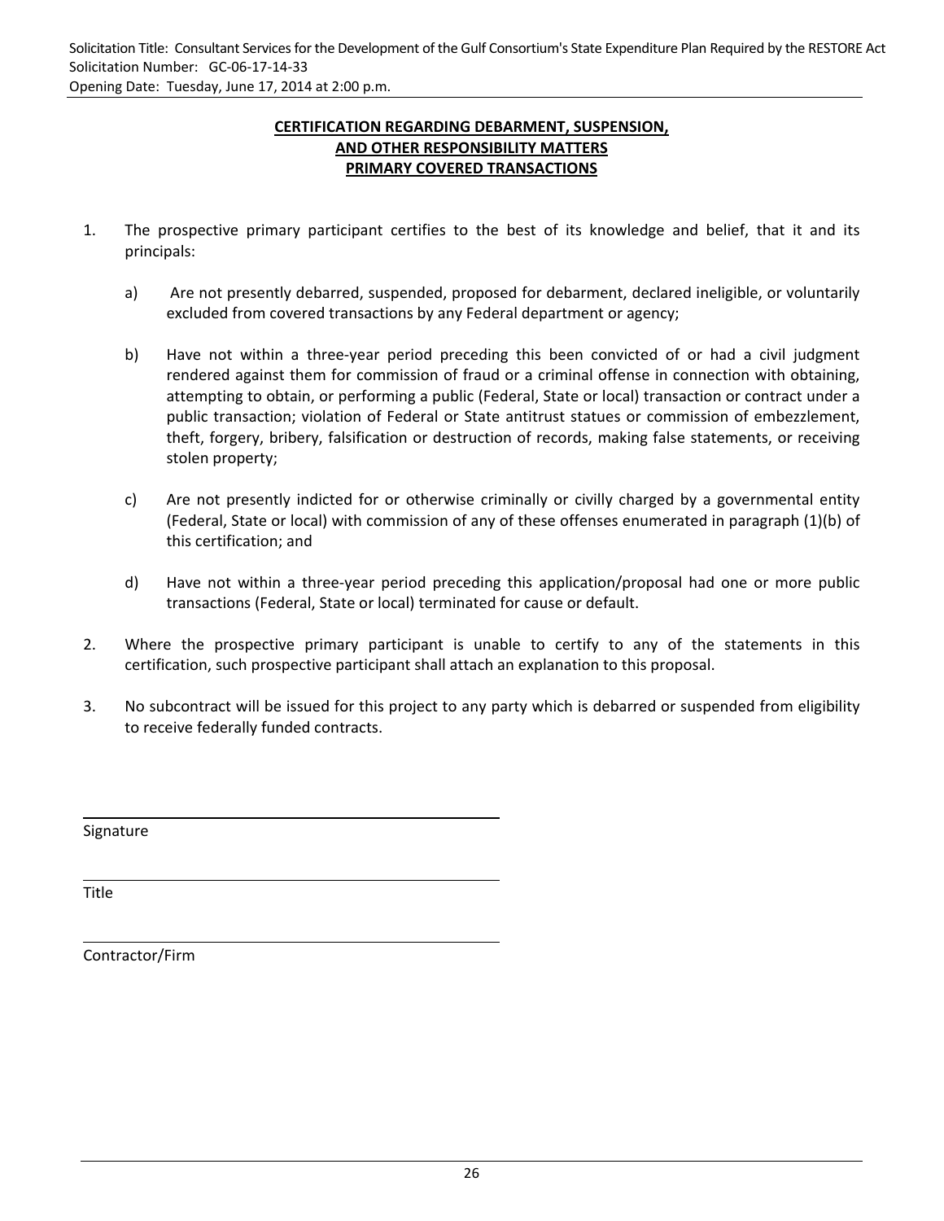## CERTIFICATION REGARDING DEBARMENT, SUSPENSION, AND OTHER RESPONSIBILITY MATTERS PRIMARY COVERED TRANSACTIONS

1. The prospective primary participant certifies to the best of its knowledge and belief, that it and its principals:

   a) Are not presently debarred, suspended, proposed for debarment, declared ineligible, or voluntarily excluded from covered transactions by any Federal department or agency;

   b) Have not within a three-year period preceding this been convicted of or had a civil judgment rendered against them for commission of fraud or a criminal offense in connection with obtaining, attempting to obtain, or performing a public (Federal, State or local) transaction or contract under a public transaction; violation of Federal or State antitrust statues or commission of embezzlement, theft, forgery, bribery, falsification or destruction of records, making false statements, or receiving stolen property;

   c) Are not presently indicted for or otherwise criminally or civilly charged by a governmental entity (Federal, State or local) with commission of any of these offenses enumerated in paragraph (1)(b) of this certification; and

   d) Have not within a three-year period preceding this application/proposal had one or more public transactions (Federal, State or local) terminated for cause or default.

2. Where the prospective primary participant is unable to certify to any of the statements in this certification, such prospective participant shall attach an explanation to this proposal.

3. No subcontract will be issued for this project to any party which is debarred or suspended from eligibility to receive federally funded contracts.

______________________________
Signature

______________________________
Title

______________________________
Contractor/Firm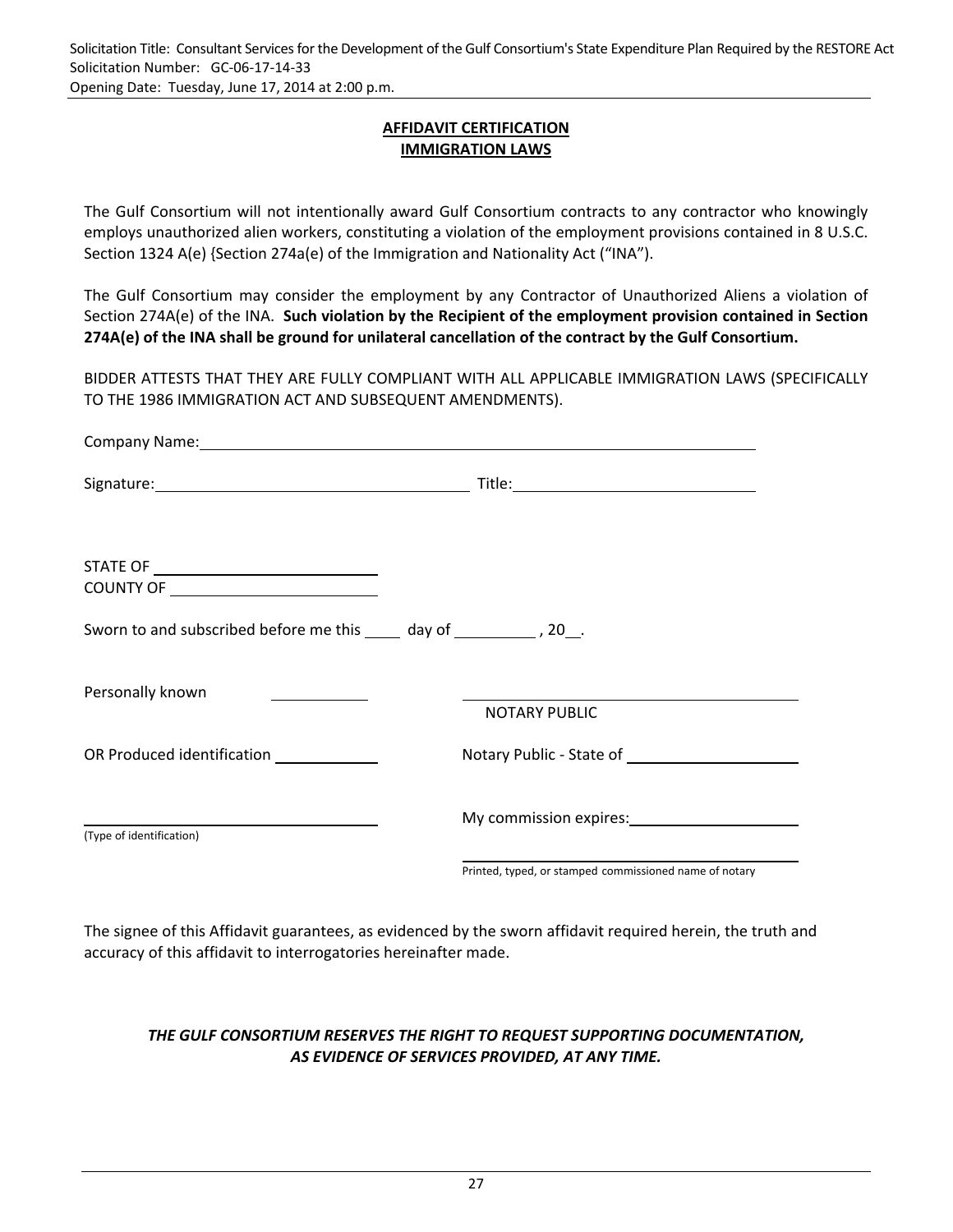## AFFIDAVIT CERTIFICATION
## IMMIGRATION LAWS

The Gulf Consortium will not intentionally award Gulf Consortium contracts to any contractor who knowingly employs unauthorized alien workers, constituting a violation of the employment provisions contained in 8 U.S.C. Section 1324 A(e) {Section 274a(e) of the Immigration and Nationality Act ("INA").

The Gulf Consortium may consider the employment by any Contractor of Unauthorized Aliens a violation of Section 274A(e) of the INA. **Such violation by the Recipient of the employment provision contained in Section 274A(e) of the INA shall be ground for unilateral cancellation of the contract by the Gulf Consortium.**

BIDDER ATTESTS THAT THEY ARE FULLY COMPLIANT WITH ALL APPLICABLE IMMIGRATION LAWS (SPECIFICALLY TO THE 1986 IMMIGRATION ACT AND SUBSEQUENT AMENDMENTS).

Company Name: ____________________________________________

Signature: ______________________ Title: ______________________

STATE OF ______________________

COUNTY OF ______________________

Sworn to and subscribed before me this ____ day of __________ , 20__.

Personally known __________ ______________________________

NOTARY PUBLIC

OR Produced identification __________ Notary Public - State of ______________

______________________________ My commission expires: ______________

(Type of identification)

______________________________

Printed, typed, or stamped commissioned name of notary

The signee of this Affidavit guarantees, as evidenced by the sworn affidavit required herein, the truth and accuracy of this affidavit to interrogatories hereinafter made.

***THE GULF CONSORTIUM RESERVES THE RIGHT TO REQUEST SUPPORTING DOCUMENTATION, AS EVIDENCE OF SERVICES PROVIDED, AT ANY TIME.***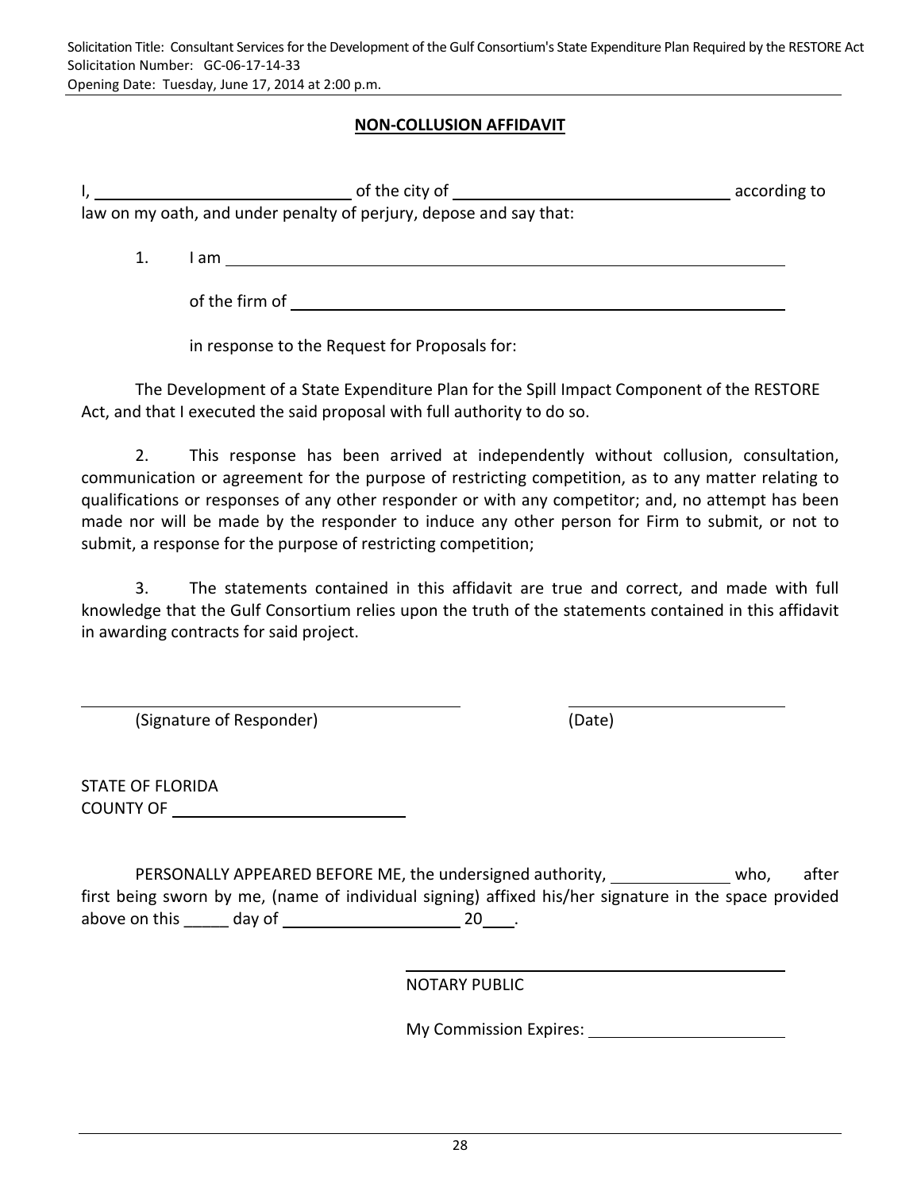## NON-COLLUSION AFFIDAVIT

I, ______________________________ of the city of ________________________________ according to law on my oath, and under penalty of perjury, depose and say that:

1. I am ______________________________________________________________

   of the firm of ________________________________________________________

   in response to the Request for Proposals for:

The Development of a State Expenditure Plan for the Spill Impact Component of the RESTORE Act, and that I executed the said proposal with full authority to do so.

2. This response has been arrived at independently without collusion, consultation, communication or agreement for the purpose of restricting competition, as to any matter relating to qualifications or responses of any other responder or with any competitor; and, no attempt has been made nor will be made by the responder to induce any other person for Firm to submit, or not to submit, a response for the purpose of restricting competition;

3. The statements contained in this affidavit are true and correct, and made with full knowledge that the Gulf Consortium relies upon the truth of the statements contained in this affidavit in awarding contracts for said project.

______________________________ ______________________

(Signature of Responder) (Date)

STATE OF FLORIDA
COUNTY OF ___________________________

PERSONALLY APPEARED BEFORE ME, the undersigned authority, _____________ who, after first being sworn by me, (name of individual signing) affixed his/her signature in the space provided above on this _____ day of ____________________ 20____.

______________________________

NOTARY PUBLIC

My Commission Expires: ______________________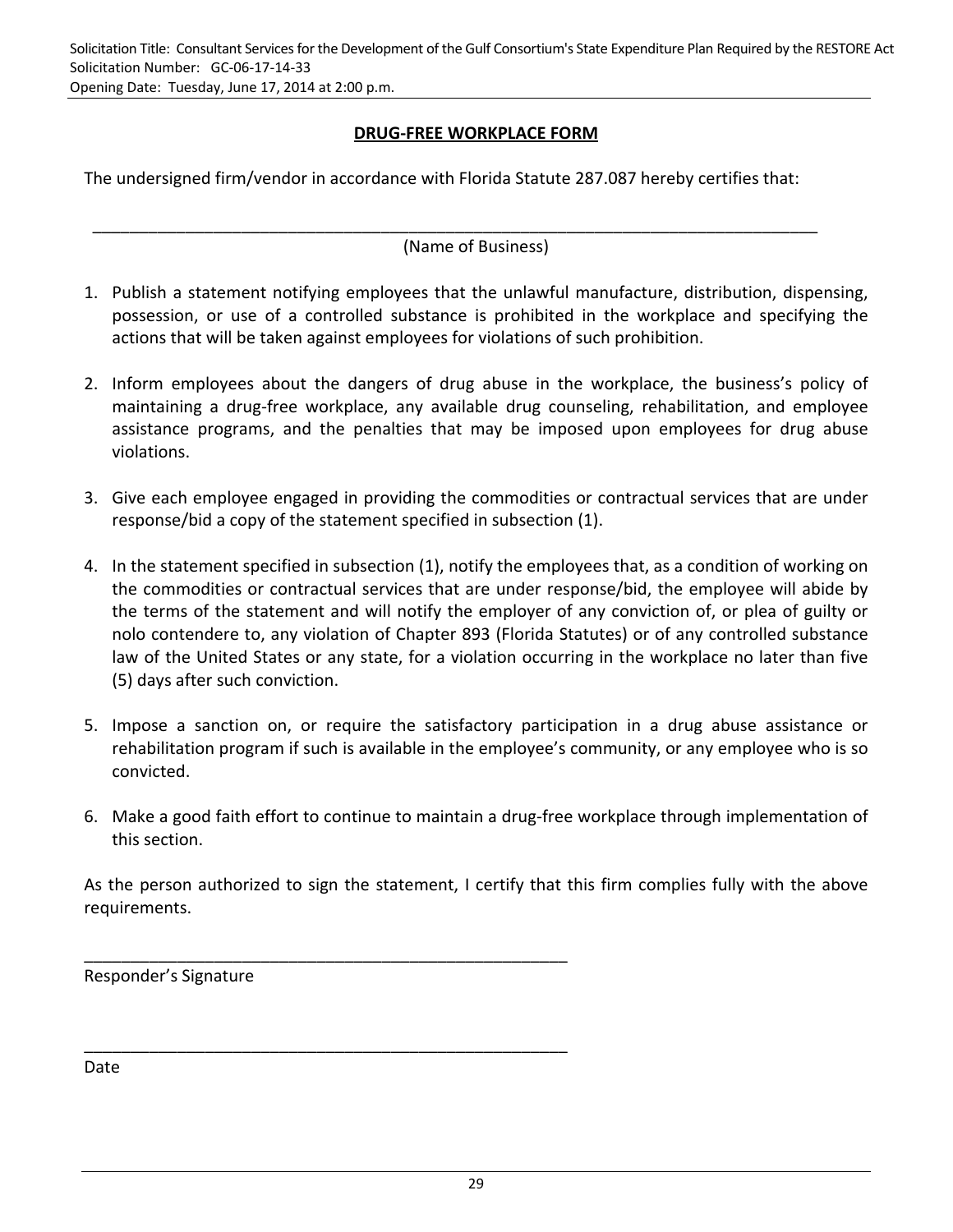## DRUG-FREE WORKPLACE FORM

The undersigned firm/vendor in accordance with Florida Statute 287.087 hereby certifies that:

\_\_\_\_\_\_\_\_\_\_\_\_\_\_\_\_\_\_\_\_\_\_\_\_\_\_\_\_\_\_\_\_\_\_\_\_\_\_\_\_\_\_\_\_\_\_\_\_\_\_\_\_\_\_\_\_\_\_\_\_\_\_\_\_\_\_\_\_\_\_\_\_\_\_\_\_\_\_
(Name of Business)

1. Publish a statement notifying employees that the unlawful manufacture, distribution, dispensing, possession, or use of a controlled substance is prohibited in the workplace and specifying the actions that will be taken against employees for violations of such prohibition.

2. Inform employees about the dangers of drug abuse in the workplace, the business's policy of maintaining a drug-free workplace, any available drug counseling, rehabilitation, and employee assistance programs, and the penalties that may be imposed upon employees for drug abuse violations.

3. Give each employee engaged in providing the commodities or contractual services that are under response/bid a copy of the statement specified in subsection (1).

4. In the statement specified in subsection (1), notify the employees that, as a condition of working on the commodities or contractual services that are under response/bid, the employee will abide by the terms of the statement and will notify the employer of any conviction of, or plea of guilty or nolo contendere to, any violation of Chapter 893 (Florida Statutes) or of any controlled substance law of the United States or any state, for a violation occurring in the workplace no later than five (5) days after such conviction.

5. Impose a sanction on, or require the satisfactory participation in a drug abuse assistance or rehabilitation program if such is available in the employee's community, or any employee who is so convicted.

6. Make a good faith effort to continue to maintain a drug-free workplace through implementation of this section.

As the person authorized to sign the statement, I certify that this firm complies fully with the above requirements.

\_\_\_\_\_\_\_\_\_\_\_\_\_\_\_\_\_\_\_\_\_\_\_\_\_\_\_\_\_\_\_\_\_\_\_\_\_\_\_\_\_\_\_\_\_\_\_\_\_\_\_\_
Responder's Signature

\_\_\_\_\_\_\_\_\_\_\_\_\_\_\_\_\_\_\_\_\_\_\_\_\_\_\_\_\_\_\_\_\_\_\_\_\_\_\_\_\_\_\_\_\_\_\_\_\_\_\_\_
Date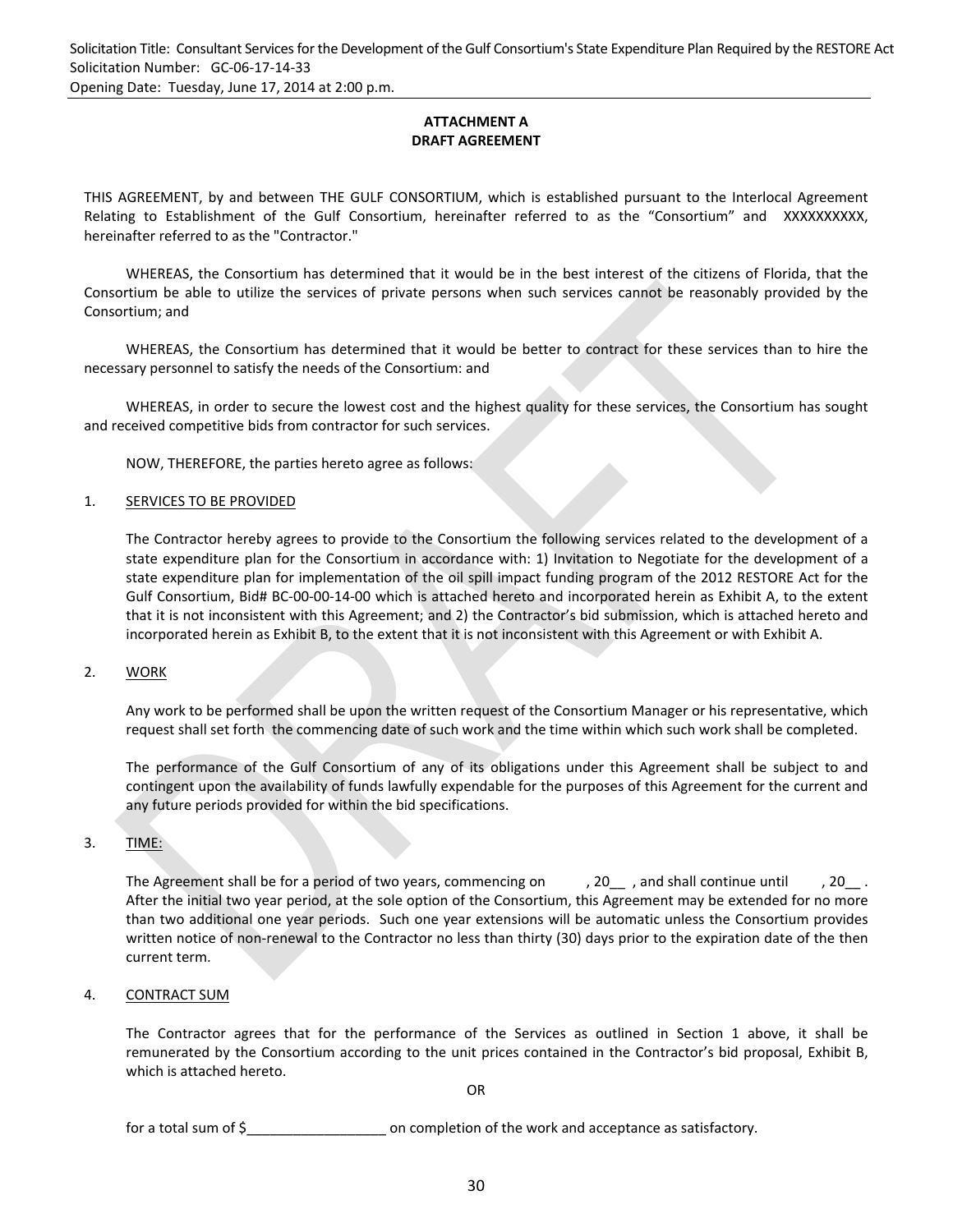**ATTACHMENT A**
**DRAFT AGREEMENT**

THIS AGREEMENT, by and between THE GULF CONSORTIUM, which is established pursuant to the Interlocal Agreement Relating to Establishment of the Gulf Consortium, hereinafter referred to as the “Consortium” and XXXXXXXXXX, hereinafter referred to as the "Contractor."

WHEREAS, the Consortium has determined that it would be in the best interest of the citizens of Florida, that the Consortium be able to utilize the services of private persons when such services cannot be reasonably provided by the Consortium; and

WHEREAS, the Consortium has determined that it would be better to contract for these services than to hire the necessary personnel to satisfy the needs of the Consortium: and

WHEREAS, in order to secure the lowest cost and the highest quality for these services, the Consortium has sought and received competitive bids from contractor for such services.

NOW, THEREFORE, the parties hereto agree as follows:

1. <u>SERVICES TO BE PROVIDED</u>

   The Contractor hereby agrees to provide to the Consortium the following services related to the development of a state expenditure plan for the Consortium in accordance with: 1) Invitation to Negotiate for the development of a state expenditure plan for implementation of the oil spill impact funding program of the 2012 RESTORE Act for the Gulf Consortium, Bid# BC-00-00-14-00 which is attached hereto and incorporated herein as Exhibit A, to the extent that it is not inconsistent with this Agreement; and 2) the Contractor’s bid submission, which is attached hereto and incorporated herein as Exhibit B, to the extent that it is not inconsistent with this Agreement or with Exhibit A.

2. <u>WORK</u>

   Any work to be performed shall be upon the written request of the Consortium Manager or his representative, which request shall set forth the commencing date of such work and the time within which such work shall be completed.

   The performance of the Gulf Consortium of any of its obligations under this Agreement shall be subject to and contingent upon the availability of funds lawfully expendable for the purposes of this Agreement for the current and any future periods provided for within the bid specifications.

3. <u>TIME:</u>

   The Agreement shall be for a period of two years, commencing on , 20__ , and shall continue until , 20__ . After the initial two year period, at the sole option of the Consortium, this Agreement may be extended for no more than two additional one year periods. Such one year extensions will be automatic unless the Consortium provides written notice of non-renewal to the Contractor no less than thirty (30) days prior to the expiration date of the then current term.

4. <u>CONTRACT SUM</u>

   The Contractor agrees that for the performance of the Services as outlined in Section 1 above, it shall be remunerated by the Consortium according to the unit prices contained in the Contractor’s bid proposal, Exhibit B, which is attached hereto.

   OR

   for a total sum of $__________________ on completion of the work and acceptance as satisfactory.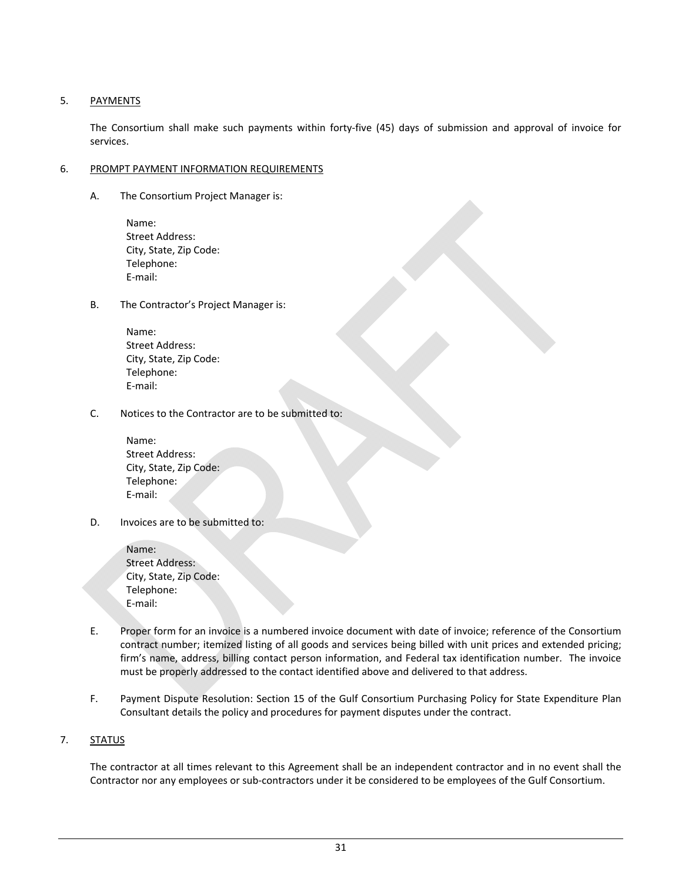## 5. <u>PAYMENTS</u>

The Consortium shall make such payments within forty-five (45) days of submission and approval of invoice for services.

## 6. <u>PROMPT PAYMENT INFORMATION REQUIREMENTS</u>

A. The Consortium Project Manager is:

Name:
Street Address:
City, State, Zip Code:
Telephone:
E-mail:

B. The Contractor's Project Manager is:

Name:
Street Address:
City, State, Zip Code:
Telephone:
E-mail:

C. Notices to the Contractor are to be submitted to:

Name:
Street Address:
City, State, Zip Code:
Telephone:
E-mail:

D. Invoices are to be submitted to:

Name:
Street Address:
City, State, Zip Code:
Telephone:
E-mail:

E. Proper form for an invoice is a numbered invoice document with date of invoice; reference of the Consortium contract number; itemized listing of all goods and services being billed with unit prices and extended pricing; firm's name, address, billing contact person information, and Federal tax identification number. The invoice must be properly addressed to the contact identified above and delivered to that address.

F. Payment Dispute Resolution: Section 15 of the Gulf Consortium Purchasing Policy for State Expenditure Plan Consultant details the policy and procedures for payment disputes under the contract.

## 7. <u>STATUS</u>

The contractor at all times relevant to this Agreement shall be an independent contractor and in no event shall the Contractor nor any employees or sub-contractors under it be considered to be employees of the Gulf Consortium.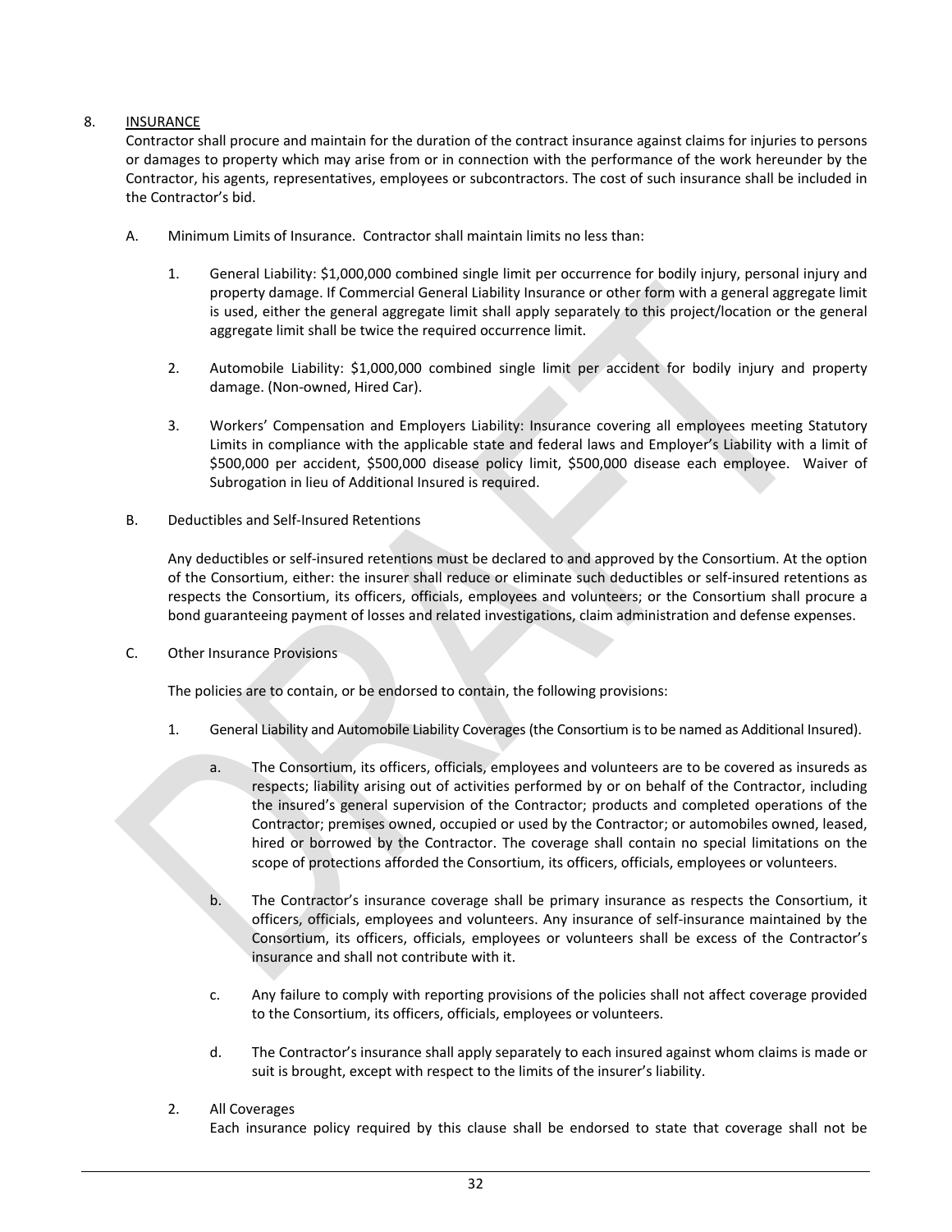8. <u>INSURANCE</u>

Contractor shall procure and maintain for the duration of the contract insurance against claims for injuries to persons or damages to property which may arise from or in connection with the performance of the work hereunder by the Contractor, his agents, representatives, employees or subcontractors. The cost of such insurance shall be included in the Contractor's bid.

A. Minimum Limits of Insurance. Contractor shall maintain limits no less than:

   1. General Liability: $1,000,000 combined single limit per occurrence for bodily injury, personal injury and property damage. If Commercial General Liability Insurance or other form with a general aggregate limit is used, either the general aggregate limit shall apply separately to this project/location or the general aggregate limit shall be twice the required occurrence limit.

   2. Automobile Liability: $1,000,000 combined single limit per accident for bodily injury and property damage. (Non-owned, Hired Car).

   3. Workers' Compensation and Employers Liability: Insurance covering all employees meeting Statutory Limits in compliance with the applicable state and federal laws and Employer's Liability with a limit of $500,000 per accident, $500,000 disease policy limit, $500,000 disease each employee. Waiver of Subrogation in lieu of Additional Insured is required.

B. Deductibles and Self-Insured Retentions

   Any deductibles or self-insured retentions must be declared to and approved by the Consortium. At the option of the Consortium, either: the insurer shall reduce or eliminate such deductibles or self-insured retentions as respects the Consortium, its officers, officials, employees and volunteers; or the Consortium shall procure a bond guaranteeing payment of losses and related investigations, claim administration and defense expenses.

C. Other Insurance Provisions

   The policies are to contain, or be endorsed to contain, the following provisions:

   1. General Liability and Automobile Liability Coverages (the Consortium is to be named as Additional Insured).

      a. The Consortium, its officers, officials, employees and volunteers are to be covered as insureds as respects; liability arising out of activities performed by or on behalf of the Contractor, including the insured's general supervision of the Contractor; products and completed operations of the Contractor; premises owned, occupied or used by the Contractor; or automobiles owned, leased, hired or borrowed by the Contractor. The coverage shall contain no special limitations on the scope of protections afforded the Consortium, its officers, officials, employees or volunteers.

      b. The Contractor's insurance coverage shall be primary insurance as respects the Consortium, it officers, officials, employees and volunteers. Any insurance of self-insurance maintained by the Consortium, its officers, officials, employees or volunteers shall be excess of the Contractor's insurance and shall not contribute with it.

      c. Any failure to comply with reporting provisions of the policies shall not affect coverage provided to the Consortium, its officers, officials, employees or volunteers.

      d. The Contractor's insurance shall apply separately to each insured against whom claims is made or suit is brought, except with respect to the limits of the insurer's liability.

   2. All Coverages

      Each insurance policy required by this clause shall be endorsed to state that coverage shall not be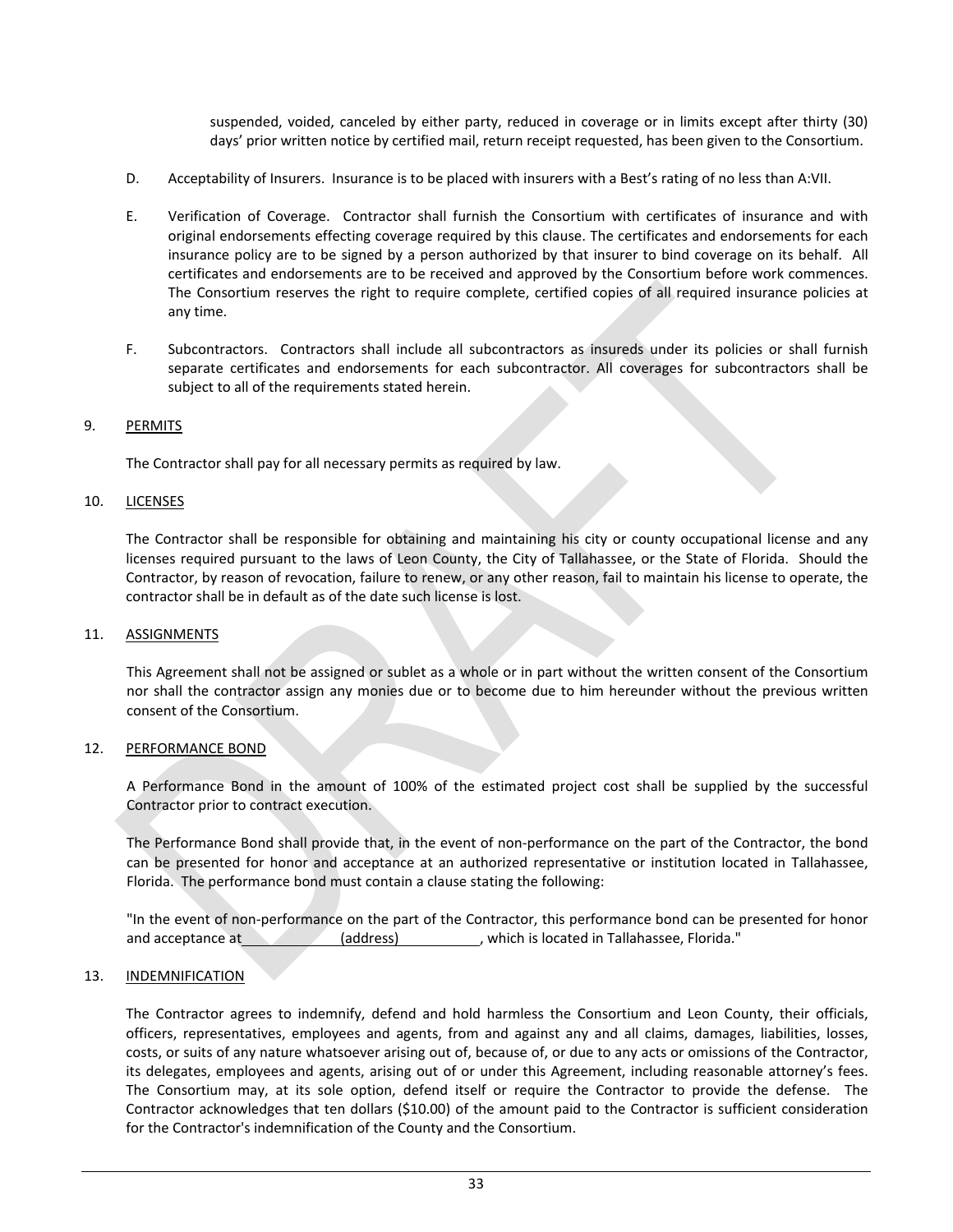suspended, voided, canceled by either party, reduced in coverage or in limits except after thirty (30) days' prior written notice by certified mail, return receipt requested, has been given to the Consortium.

D. Acceptability of Insurers. Insurance is to be placed with insurers with a Best's rating of no less than A:VII.

E. Verification of Coverage. Contractor shall furnish the Consortium with certificates of insurance and with original endorsements effecting coverage required by this clause. The certificates and endorsements for each insurance policy are to be signed by a person authorized by that insurer to bind coverage on its behalf. All certificates and endorsements are to be received and approved by the Consortium before work commences. The Consortium reserves the right to require complete, certified copies of all required insurance policies at any time.

F. Subcontractors. Contractors shall include all subcontractors as insureds under its policies or shall furnish separate certificates and endorsements for each subcontractor. All coverages for subcontractors shall be subject to all of the requirements stated herein.

9. PERMITS

The Contractor shall pay for all necessary permits as required by law.

10. LICENSES

The Contractor shall be responsible for obtaining and maintaining his city or county occupational license and any licenses required pursuant to the laws of Leon County, the City of Tallahassee, or the State of Florida. Should the Contractor, by reason of revocation, failure to renew, or any other reason, fail to maintain his license to operate, the contractor shall be in default as of the date such license is lost.

11. ASSIGNMENTS

This Agreement shall not be assigned or sublet as a whole or in part without the written consent of the Consortium nor shall the contractor assign any monies due or to become due to him hereunder without the previous written consent of the Consortium.

12. PERFORMANCE BOND

A Performance Bond in the amount of 100% of the estimated project cost shall be supplied by the successful Contractor prior to contract execution.

The Performance Bond shall provide that, in the event of non-performance on the part of the Contractor, the bond can be presented for honor and acceptance at an authorized representative or institution located in Tallahassee, Florida. The performance bond must contain a clause stating the following:

"In the event of non-performance on the part of the Contractor, this performance bond can be presented for honor and acceptance at ______________(address)___________, which is located in Tallahassee, Florida."

13. INDEMNIFICATION

The Contractor agrees to indemnify, defend and hold harmless the Consortium and Leon County, their officials, officers, representatives, employees and agents, from and against any and all claims, damages, liabilities, losses, costs, or suits of any nature whatsoever arising out of, because of, or due to any acts or omissions of the Contractor, its delegates, employees and agents, arising out of or under this Agreement, including reasonable attorney's fees. The Consortium may, at its sole option, defend itself or require the Contractor to provide the defense. The Contractor acknowledges that ten dollars ($10.00) of the amount paid to the Contractor is sufficient consideration for the Contractor's indemnification of the County and the Consortium.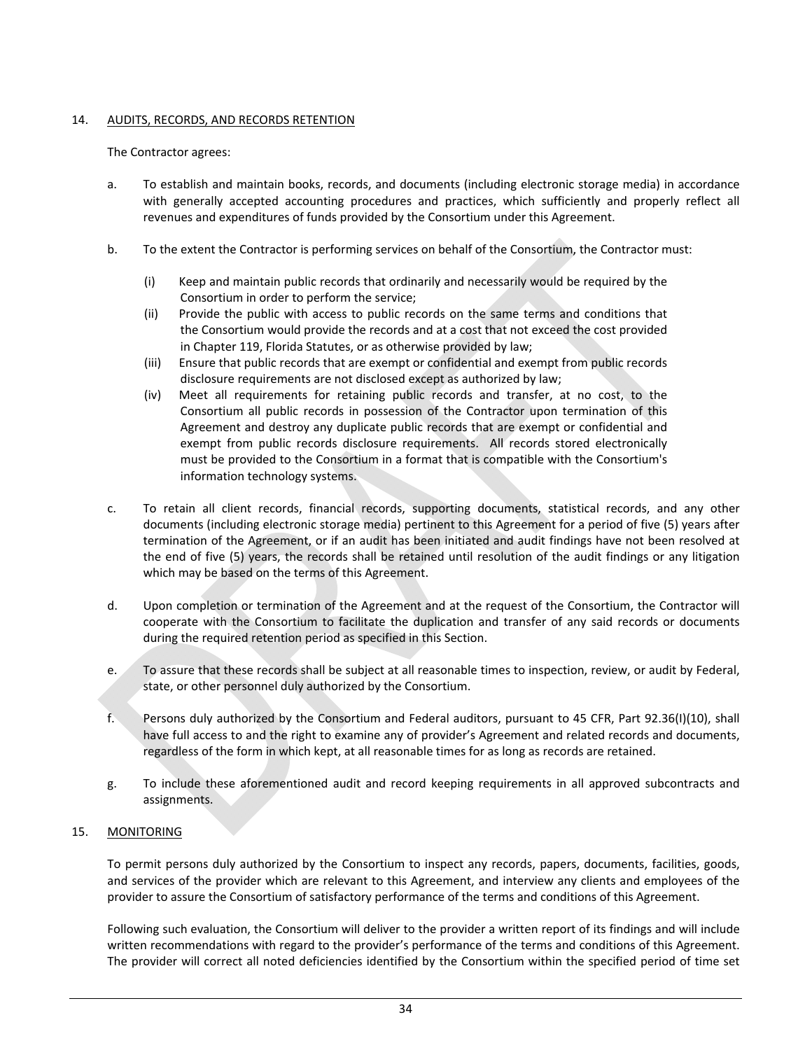14. AUDITS, RECORDS, AND RECORDS RETENTION

The Contractor agrees:

a. To establish and maintain books, records, and documents (including electronic storage media) in accordance with generally accepted accounting procedures and practices, which sufficiently and properly reflect all revenues and expenditures of funds provided by the Consortium under this Agreement.

b. To the extent the Contractor is performing services on behalf of the Consortium, the Contractor must:

(i) Keep and maintain public records that ordinarily and necessarily would be required by the Consortium in order to perform the service;

(ii) Provide the public with access to public records on the same terms and conditions that the Consortium would provide the records and at a cost that not exceed the cost provided in Chapter 119, Florida Statutes, or as otherwise provided by law;

(iii) Ensure that public records that are exempt or confidential and exempt from public records disclosure requirements are not disclosed except as authorized by law;

(iv) Meet all requirements for retaining public records and transfer, at no cost, to the Consortium all public records in possession of the Contractor upon termination of this Agreement and destroy any duplicate public records that are exempt or confidential and exempt from public records disclosure requirements. All records stored electronically must be provided to the Consortium in a format that is compatible with the Consortium's information technology systems.

c. To retain all client records, financial records, supporting documents, statistical records, and any other documents (including electronic storage media) pertinent to this Agreement for a period of five (5) years after termination of the Agreement, or if an audit has been initiated and audit findings have not been resolved at the end of five (5) years, the records shall be retained until resolution of the audit findings or any litigation which may be based on the terms of this Agreement.

d. Upon completion or termination of the Agreement and at the request of the Consortium, the Contractor will cooperate with the Consortium to facilitate the duplication and transfer of any said records or documents during the required retention period as specified in this Section.

e. To assure that these records shall be subject at all reasonable times to inspection, review, or audit by Federal, state, or other personnel duly authorized by the Consortium.

f. Persons duly authorized by the Consortium and Federal auditors, pursuant to 45 CFR, Part 92.36(I)(10), shall have full access to and the right to examine any of provider's Agreement and related records and documents, regardless of the form in which kept, at all reasonable times for as long as records are retained.

g. To include these aforementioned audit and record keeping requirements in all approved subcontracts and assignments.

15. MONITORING

To permit persons duly authorized by the Consortium to inspect any records, papers, documents, facilities, goods, and services of the provider which are relevant to this Agreement, and interview any clients and employees of the provider to assure the Consortium of satisfactory performance of the terms and conditions of this Agreement.

Following such evaluation, the Consortium will deliver to the provider a written report of its findings and will include written recommendations with regard to the provider's performance of the terms and conditions of this Agreement. The provider will correct all noted deficiencies identified by the Consortium within the specified period of time set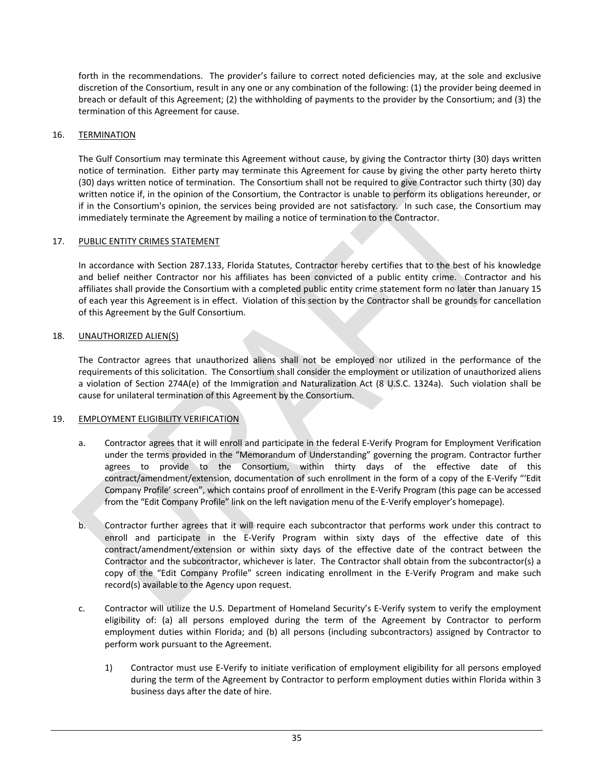forth in the recommendations. The provider's failure to correct noted deficiencies may, at the sole and exclusive discretion of the Consortium, result in any one or any combination of the following: (1) the provider being deemed in breach or default of this Agreement; (2) the withholding of payments to the provider by the Consortium; and (3) the termination of this Agreement for cause.

16. TERMINATION

The Gulf Consortium may terminate this Agreement without cause, by giving the Contractor thirty (30) days written notice of termination. Either party may terminate this Agreement for cause by giving the other party hereto thirty (30) days written notice of termination. The Consortium shall not be required to give Contractor such thirty (30) day written notice if, in the opinion of the Consortium, the Contractor is unable to perform its obligations hereunder, or if in the Consortium's opinion, the services being provided are not satisfactory. In such case, the Consortium may immediately terminate the Agreement by mailing a notice of termination to the Contractor.

17. PUBLIC ENTITY CRIMES STATEMENT

In accordance with Section 287.133, Florida Statutes, Contractor hereby certifies that to the best of his knowledge and belief neither Contractor nor his affiliates has been convicted of a public entity crime. Contractor and his affiliates shall provide the Consortium with a completed public entity crime statement form no later than January 15 of each year this Agreement is in effect. Violation of this section by the Contractor shall be grounds for cancellation of this Agreement by the Gulf Consortium.

18. UNAUTHORIZED ALIEN(S)

The Contractor agrees that unauthorized aliens shall not be employed nor utilized in the performance of the requirements of this solicitation. The Consortium shall consider the employment or utilization of unauthorized aliens a violation of Section 274A(e) of the Immigration and Naturalization Act (8 U.S.C. 1324a). Such violation shall be cause for unilateral termination of this Agreement by the Consortium.

19. EMPLOYMENT ELIGIBILITY VERIFICATION

a. Contractor agrees that it will enroll and participate in the federal E-Verify Program for Employment Verification under the terms provided in the "Memorandum of Understanding" governing the program. Contractor further agrees to provide to the Consortium, within thirty days of the effective date of this contract/amendment/extension, documentation of such enrollment in the form of a copy of the E-Verify "'Edit Company Profile' screen", which contains proof of enrollment in the E-Verify Program (this page can be accessed from the "Edit Company Profile" link on the left navigation menu of the E-Verify employer's homepage).

b. Contractor further agrees that it will require each subcontractor that performs work under this contract to enroll and participate in the E-Verify Program within sixty days of the effective date of this contract/amendment/extension or within sixty days of the effective date of the contract between the Contractor and the subcontractor, whichever is later. The Contractor shall obtain from the subcontractor(s) a copy of the "Edit Company Profile" screen indicating enrollment in the E-Verify Program and make such record(s) available to the Agency upon request.

c. Contractor will utilize the U.S. Department of Homeland Security's E-Verify system to verify the employment eligibility of: (a) all persons employed during the term of the Agreement by Contractor to perform employment duties within Florida; and (b) all persons (including subcontractors) assigned by Contractor to perform work pursuant to the Agreement.

   1) Contractor must use E-Verify to initiate verification of employment eligibility for all persons employed during the term of the Agreement by Contractor to perform employment duties within Florida within 3 business days after the date of hire.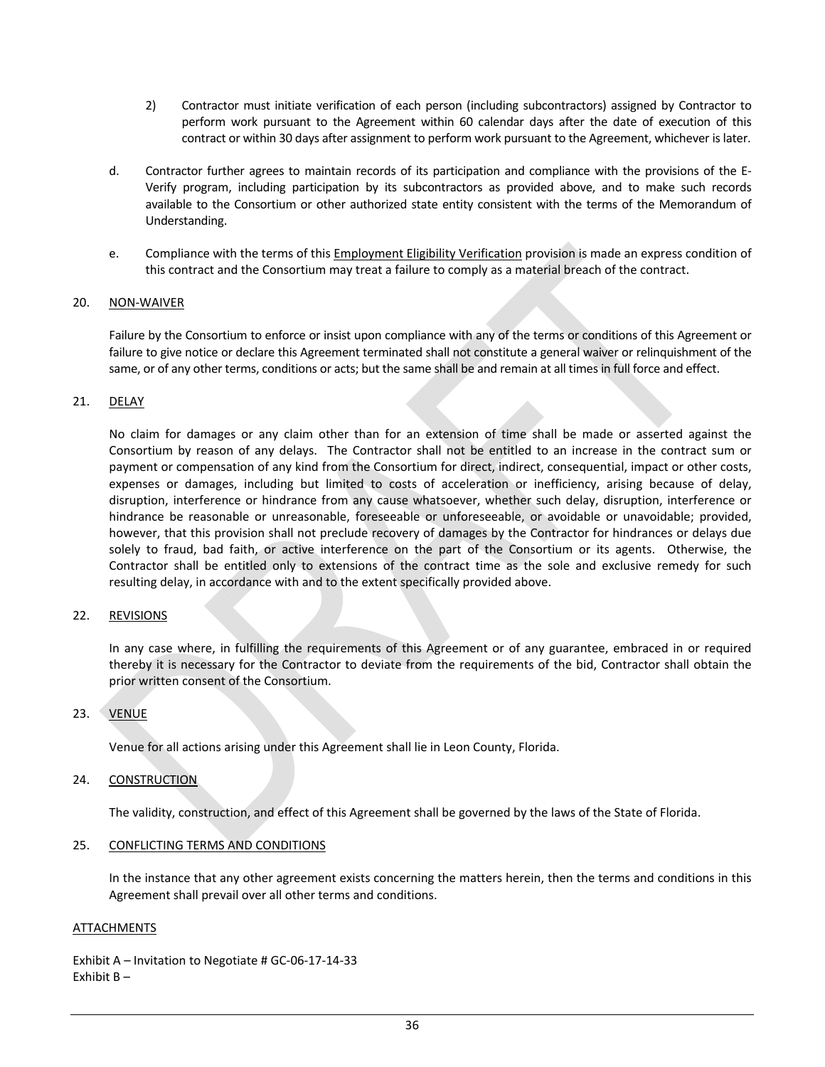2) Contractor must initiate verification of each person (including subcontractors) assigned by Contractor to perform work pursuant to the Agreement within 60 calendar days after the date of execution of this contract or within 30 days after assignment to perform work pursuant to the Agreement, whichever is later.

d. Contractor further agrees to maintain records of its participation and compliance with the provisions of the E-Verify program, including participation by its subcontractors as provided above, and to make such records available to the Consortium or other authorized state entity consistent with the terms of the Memorandum of Understanding.

e. Compliance with the terms of this Employment Eligibility Verification provision is made an express condition of this contract and the Consortium may treat a failure to comply as a material breach of the contract.

20. NON-WAIVER

Failure by the Consortium to enforce or insist upon compliance with any of the terms or conditions of this Agreement or failure to give notice or declare this Agreement terminated shall not constitute a general waiver or relinquishment of the same, or of any other terms, conditions or acts; but the same shall be and remain at all times in full force and effect.

21. DELAY

No claim for damages or any claim other than for an extension of time shall be made or asserted against the Consortium by reason of any delays. The Contractor shall not be entitled to an increase in the contract sum or payment or compensation of any kind from the Consortium for direct, indirect, consequential, impact or other costs, expenses or damages, including but limited to costs of acceleration or inefficiency, arising because of delay, disruption, interference or hindrance from any cause whatsoever, whether such delay, disruption, interference or hindrance be reasonable or unreasonable, foreseeable or unforeseeable, or avoidable or unavoidable; provided, however, that this provision shall not preclude recovery of damages by the Contractor for hindrances or delays due solely to fraud, bad faith, or active interference on the part of the Consortium or its agents. Otherwise, the Contractor shall be entitled only to extensions of the contract time as the sole and exclusive remedy for such resulting delay, in accordance with and to the extent specifically provided above.

22. REVISIONS

In any case where, in fulfilling the requirements of this Agreement or of any guarantee, embraced in or required thereby it is necessary for the Contractor to deviate from the requirements of the bid, Contractor shall obtain the prior written consent of the Consortium.

23. VENUE

Venue for all actions arising under this Agreement shall lie in Leon County, Florida.

24. CONSTRUCTION

The validity, construction, and effect of this Agreement shall be governed by the laws of the State of Florida.

25. CONFLICTING TERMS AND CONDITIONS

In the instance that any other agreement exists concerning the matters herein, then the terms and conditions in this Agreement shall prevail over all other terms and conditions.

ATTACHMENTS

Exhibit A – Invitation to Negotiate # GC-06-17-14-33
Exhibit B –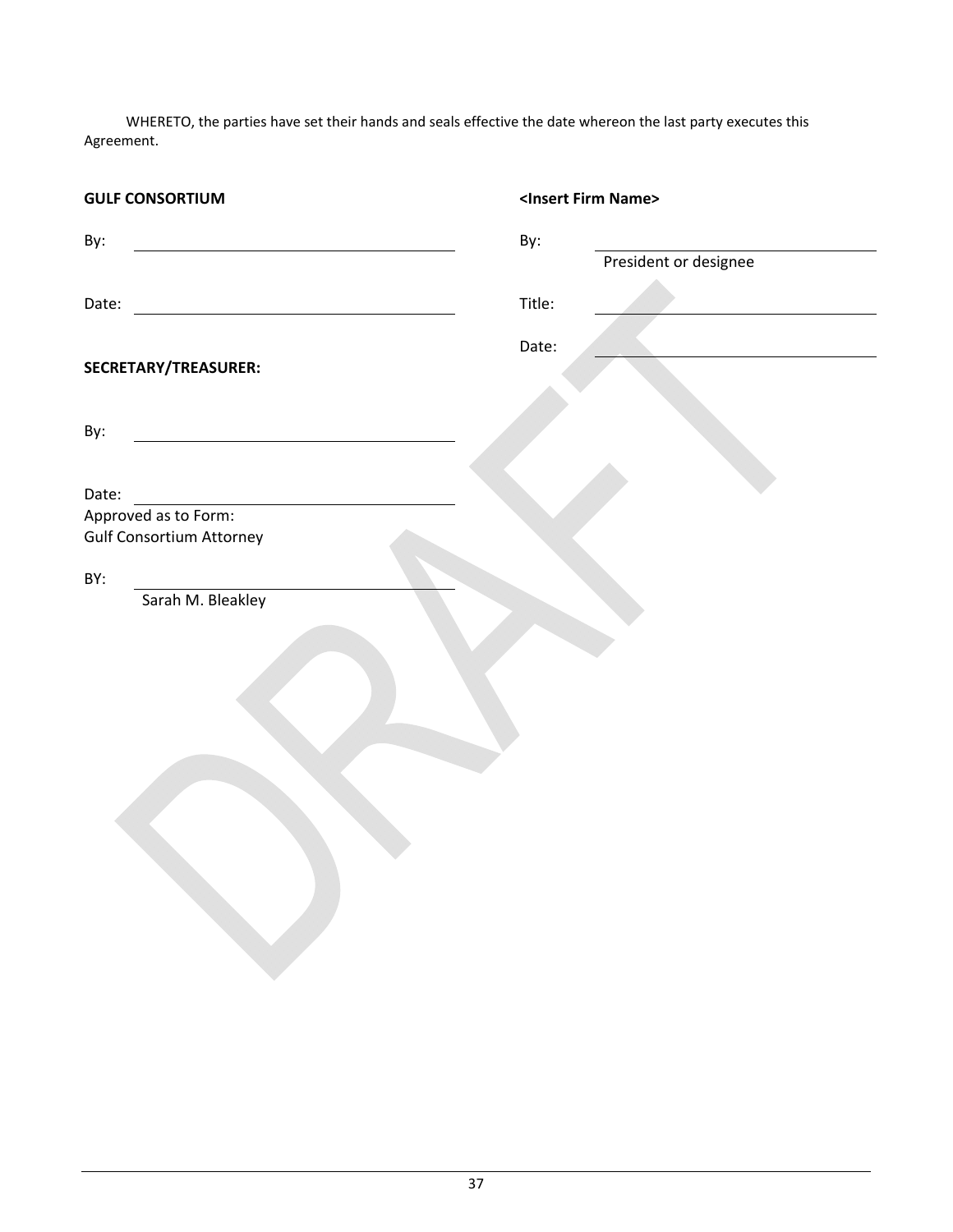WHERETO, the parties have set their hands and seals effective the date whereon the last party executes this Agreement.

**GULF CONSORTIUM**

By: ______________________________

Date: ______________________________

**SECRETARY/TREASURER:**

By: ______________________________

Date: ______________________________

Approved as to Form:
Gulf Consortium Attorney

BY: ______________________________
Sarah M. Bleakley

**<Insert Firm Name>**

By: ______________________________
President or designee

Title: ______________________________

Date: ______________________________

DRAFT